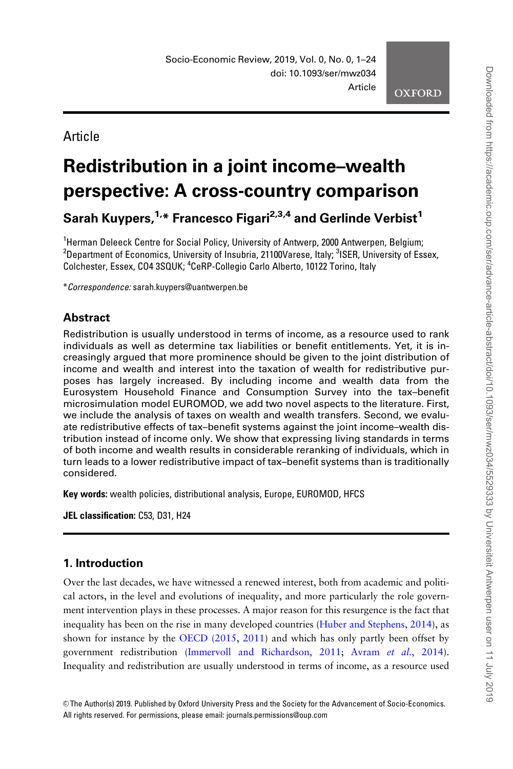Article

# Redistribution in a joint income–wealth perspective: A cross-country comparison

**Sarah Kuypers,[1,*] Francesco Figari[2,3,4] and Gerlinde Verbist[1]**

[1]Herman Deleeck Centre for Social Policy, University of Antwerp, 2000 Antwerpen, Belgium; [2]Department of Economics, University of Insubria, 21100Varese, Italy; [3]ISER, University of Essex, Colchester, Essex, CO4 3SQUK; [4]CeRP-Collegio Carlo Alberto, 10122 Torino, Italy

**Correspondence:* sarah.kuypers@uantwerpen.be

## Abstract

Redistribution is usually understood in terms of income, as a resource used to rank individuals as well as determine tax liabilities or benefit entitlements. Yet, it is increasingly argued that more prominence should be given to the joint distribution of income and wealth and interest into the taxation of wealth for redistributive purposes has largely increased. By including income and wealth data from the Eurosystem Household Finance and Consumption Survey into the tax–benefit microsimulation model EUROMOD, we add two novel aspects to the literature. First, we include the analysis of taxes on wealth and wealth transfers. Second, we evaluate redistributive effects of tax–benefit systems against the joint income–wealth distribution instead of income only. We show that expressing living standards in terms of both income and wealth results in considerable reranking of individuals, which in turn leads to a lower redistributive impact of tax–benefit systems than is traditionally considered.

**Key words:** wealth policies, distributional analysis, Europe, EUROMOD, HFCS

**JEL classification:** C53, D31, H24

## 1. Introduction

Over the last decades, we have witnessed a renewed interest, both from academic and political actors, in the level and evolutions of inequality, and more particularly the role government intervention plays in these processes. A major reason for this resurgence is the fact that inequality has been on the rise in many developed countries (Huber and Stephens, 2014), as shown for instance by the OECD (2015, 2011) and which has only partly been offset by government redistribution (Immervoll and Richardson, 2011; Avram *et al.*, 2014). Inequality and redistribution are usually understood in terms of income, as a resource used

© The Author(s) 2019. Published by Oxford University Press and the Society for the Advancement of Socio-Economics. All rights reserved. For permissions, please email: journals.permissions@oup.com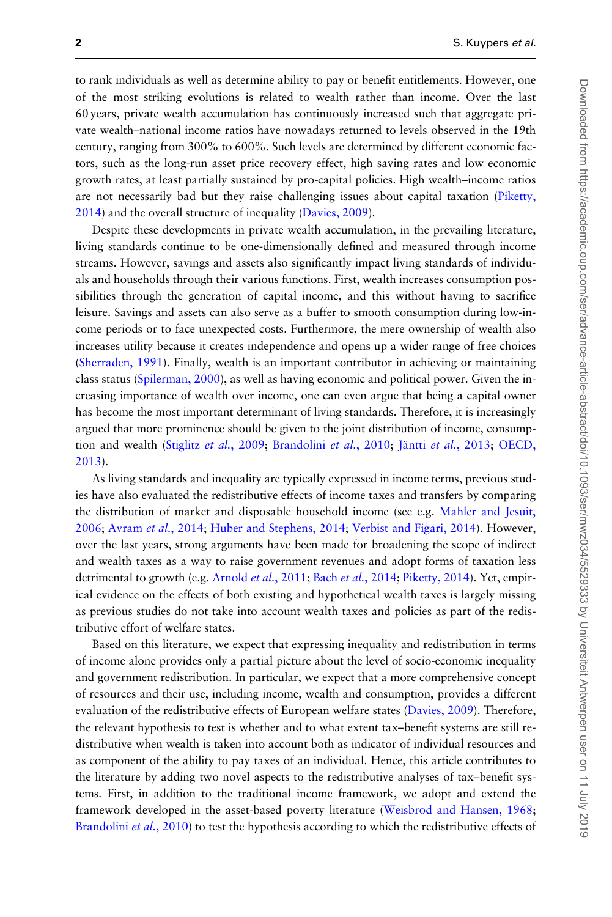to rank individuals as well as determine ability to pay or benefit entitlements. However, one of the most striking evolutions is related to wealth rather than income. Over the last 60 years, private wealth accumulation has continuously increased such that aggregate private wealth–national income ratios have nowadays returned to levels observed in the 19th century, ranging from 300% to 600%. Such levels are determined by different economic factors, such as the long-run asset price recovery effect, high saving rates and low economic growth rates, at least partially sustained by pro-capital policies. High wealth–income ratios are not necessarily bad but they raise challenging issues about capital taxation (Piketty, 2014) and the overall structure of inequality (Davies, 2009).

Despite these developments in private wealth accumulation, in the prevailing literature, living standards continue to be one-dimensionally defined and measured through income streams. However, savings and assets also significantly impact living standards of individuals and households through their various functions. First, wealth increases consumption possibilities through the generation of capital income, and this without having to sacrifice leisure. Savings and assets can also serve as a buffer to smooth consumption during low-income periods or to face unexpected costs. Furthermore, the mere ownership of wealth also increases utility because it creates independence and opens up a wider range of free choices (Sherraden, 1991). Finally, wealth is an important contributor in achieving or maintaining class status (Spilerman, 2000), as well as having economic and political power. Given the increasing importance of wealth over income, one can even argue that being a capital owner has become the most important determinant of living standards. Therefore, it is increasingly argued that more prominence should be given to the joint distribution of income, consumption and wealth (Stiglitz *et al.*, 2009; Brandolini *et al.*, 2010; Jäntti *et al.*, 2013; OECD, 2013).

As living standards and inequality are typically expressed in income terms, previous studies have also evaluated the redistributive effects of income taxes and transfers by comparing the distribution of market and disposable household income (see e.g. Mahler and Jesuit, 2006; Avram *et al.*, 2014; Huber and Stephens, 2014; Verbist and Figari, 2014). However, over the last years, strong arguments have been made for broadening the scope of indirect and wealth taxes as a way to raise government revenues and adopt forms of taxation less detrimental to growth (e.g. Arnold *et al.*, 2011; Bach *et al.*, 2014; Piketty, 2014). Yet, empirical evidence on the effects of both existing and hypothetical wealth taxes is largely missing as previous studies do not take into account wealth taxes and policies as part of the redistributive effort of welfare states.

Based on this literature, we expect that expressing inequality and redistribution in terms of income alone provides only a partial picture about the level of socio-economic inequality and government redistribution. In particular, we expect that a more comprehensive concept of resources and their use, including income, wealth and consumption, provides a different evaluation of the redistributive effects of European welfare states (Davies, 2009). Therefore, the relevant hypothesis to test is whether and to what extent tax–benefit systems are still redistributive when wealth is taken into account both as indicator of individual resources and as component of the ability to pay taxes of an individual. Hence, this article contributes to the literature by adding two novel aspects to the redistributive analyses of tax–benefit systems. First, in addition to the traditional income framework, we adopt and extend the framework developed in the asset-based poverty literature (Weisbrod and Hansen, 1968; Brandolini *et al.*, 2010) to test the hypothesis according to which the redistributive effects of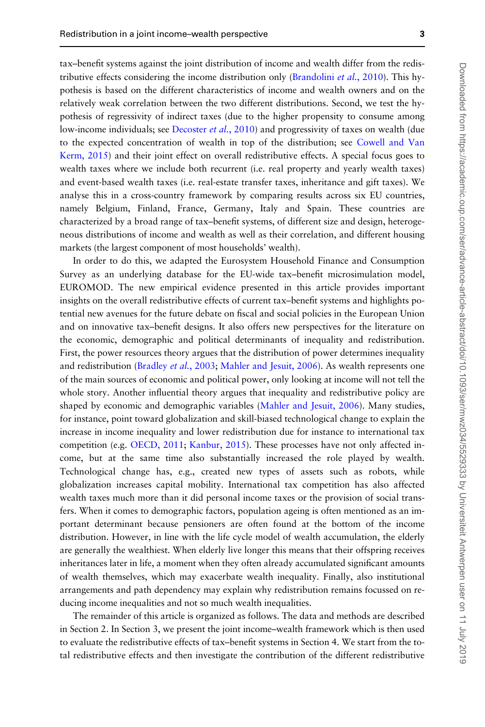tax–benefit systems against the joint distribution of income and wealth differ from the redistributive effects considering the income distribution only (Brandolini *et al.*, 2010). This hypothesis is based on the different characteristics of income and wealth owners and on the relatively weak correlation between the two different distributions. Second, we test the hypothesis of regressivity of indirect taxes (due to the higher propensity to consume among low-income individuals; see Decoster *et al.*, 2010) and progressivity of taxes on wealth (due to the expected concentration of wealth in top of the distribution; see Cowell and Van Kerm, 2015) and their joint effect on overall redistributive effects. A special focus goes to wealth taxes where we include both recurrent (i.e. real property and yearly wealth taxes) and event-based wealth taxes (i.e. real-estate transfer taxes, inheritance and gift taxes). We analyse this in a cross-country framework by comparing results across six EU countries, namely Belgium, Finland, France, Germany, Italy and Spain. These countries are characterized by a broad range of tax–benefit systems, of different size and design, heterogeneous distributions of income and wealth as well as their correlation, and different housing markets (the largest component of most households' wealth).

In order to do this, we adapted the Eurosystem Household Finance and Consumption Survey as an underlying database for the EU-wide tax–benefit microsimulation model, EUROMOD. The new empirical evidence presented in this article provides important insights on the overall redistributive effects of current tax–benefit systems and highlights potential new avenues for the future debate on fiscal and social policies in the European Union and on innovative tax–benefit designs. It also offers new perspectives for the literature on the economic, demographic and political determinants of inequality and redistribution. First, the power resources theory argues that the distribution of power determines inequality and redistribution (Bradley *et al.*, 2003; Mahler and Jesuit, 2006). As wealth represents one of the main sources of economic and political power, only looking at income will not tell the whole story. Another influential theory argues that inequality and redistributive policy are shaped by economic and demographic variables (Mahler and Jesuit, 2006). Many studies, for instance, point toward globalization and skill-biased technological change to explain the increase in income inequality and lower redistribution due for instance to international tax competition (e.g. OECD, 2011; Kanbur, 2015). These processes have not only affected income, but at the same time also substantially increased the role played by wealth. Technological change has, e.g., created new types of assets such as robots, while globalization increases capital mobility. International tax competition has also affected wealth taxes much more than it did personal income taxes or the provision of social transfers. When it comes to demographic factors, population ageing is often mentioned as an important determinant because pensioners are often found at the bottom of the income distribution. However, in line with the life cycle model of wealth accumulation, the elderly are generally the wealthiest. When elderly live longer this means that their offspring receives inheritances later in life, a moment when they often already accumulated significant amounts of wealth themselves, which may exacerbate wealth inequality. Finally, also institutional arrangements and path dependency may explain why redistribution remains focussed on reducing income inequalities and not so much wealth inequalities.

The remainder of this article is organized as follows. The data and methods are described in Section 2. In Section 3, we present the joint income–wealth framework which is then used to evaluate the redistributive effects of tax–benefit systems in Section 4. We start from the total redistributive effects and then investigate the contribution of the different redistributive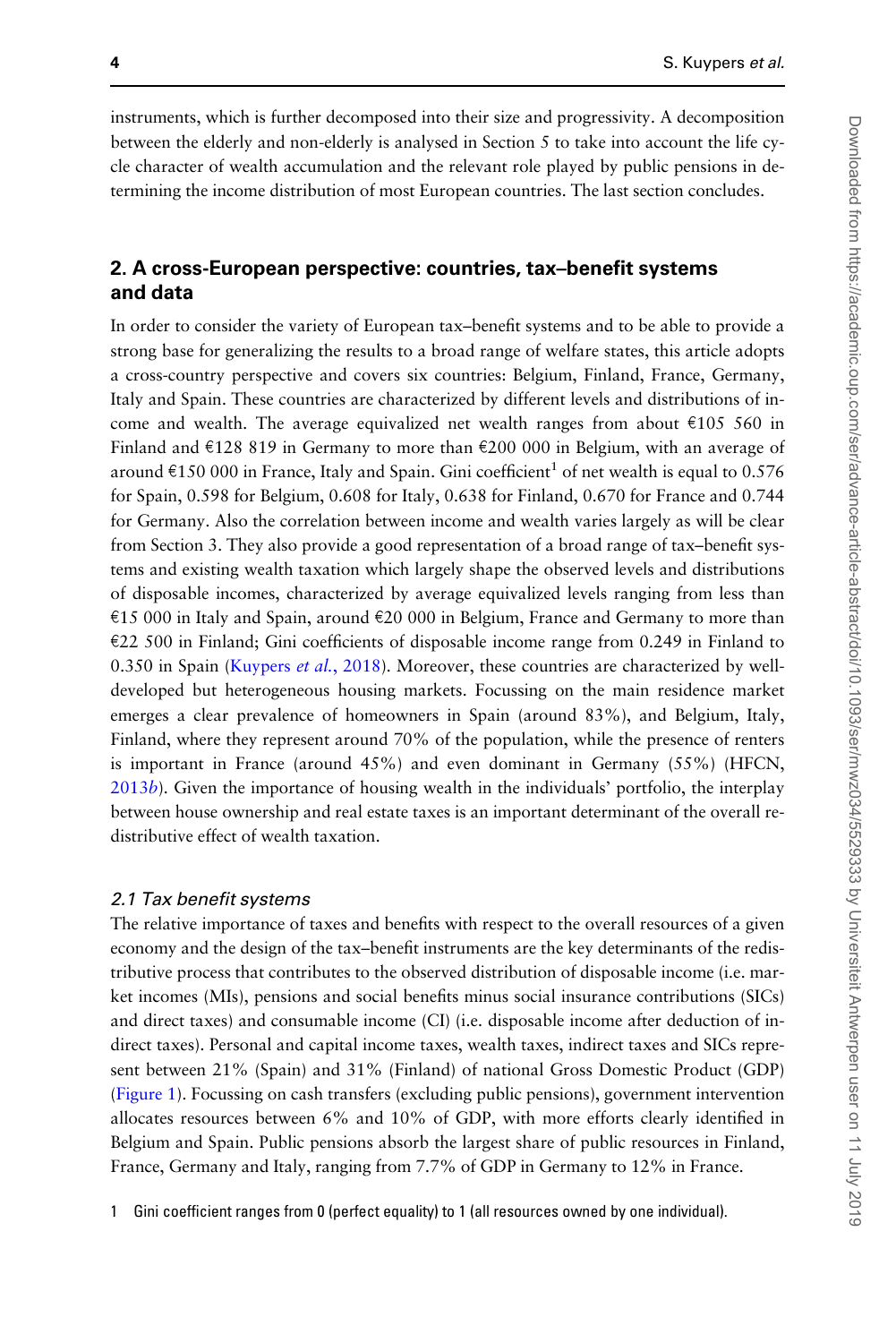instruments, which is further decomposed into their size and progressivity. A decomposition between the elderly and non-elderly is analysed in Section 5 to take into account the life cycle character of wealth accumulation and the relevant role played by public pensions in determining the income distribution of most European countries. The last section concludes.

## 2. A cross-European perspective: countries, tax–benefit systems and data

In order to consider the variety of European tax–benefit systems and to be able to provide a strong base for generalizing the results to a broad range of welfare states, this article adopts a cross-country perspective and covers six countries: Belgium, Finland, France, Germany, Italy and Spain. These countries are characterized by different levels and distributions of income and wealth. The average equivalized net wealth ranges from about €105 560 in Finland and €128 819 in Germany to more than €200 000 in Belgium, with an average of around €150 000 in France, Italy and Spain. Gini coefficient[1] of net wealth is equal to 0.576 for Spain, 0.598 for Belgium, 0.608 for Italy, 0.638 for Finland, 0.670 for France and 0.744 for Germany. Also the correlation between income and wealth varies largely as will be clear from Section 3. They also provide a good representation of a broad range of tax–benefit systems and existing wealth taxation which largely shape the observed levels and distributions of disposable incomes, characterized by average equivalized levels ranging from less than €15 000 in Italy and Spain, around €20 000 in Belgium, France and Germany to more than €22 500 in Finland; Gini coefficients of disposable income range from 0.249 in Finland to 0.350 in Spain (Kuypers *et al.*, 2018). Moreover, these countries are characterized by well-developed but heterogeneous housing markets. Focussing on the main residence market emerges a clear prevalence of homeowners in Spain (around 83%), and Belgium, Italy, Finland, where they represent around 70% of the population, while the presence of renters is important in France (around 45%) and even dominant in Germany (55%) (HFCN, 2013*b*). Given the importance of housing wealth in the individuals' portfolio, the interplay between house ownership and real estate taxes is an important determinant of the overall redistributive effect of wealth taxation.

### 2.1 Tax benefit systems

The relative importance of taxes and benefits with respect to the overall resources of a given economy and the design of the tax–benefit instruments are the key determinants of the redistributive process that contributes to the observed distribution of disposable income (i.e. market incomes (MIs), pensions and social benefits minus social insurance contributions (SICs) and direct taxes) and consumable income (CI) (i.e. disposable income after deduction of indirect taxes). Personal and capital income taxes, wealth taxes, indirect taxes and SICs represent between 21% (Spain) and 31% (Finland) of national Gross Domestic Product (GDP) (Figure 1). Focussing on cash transfers (excluding public pensions), government intervention allocates resources between 6% and 10% of GDP, with more efforts clearly identified in Belgium and Spain. Public pensions absorb the largest share of public resources in Finland, France, Germany and Italy, ranging from 7.7% of GDP in Germany to 12% in France.

[1] Gini coefficient ranges from 0 (perfect equality) to 1 (all resources owned by one individual).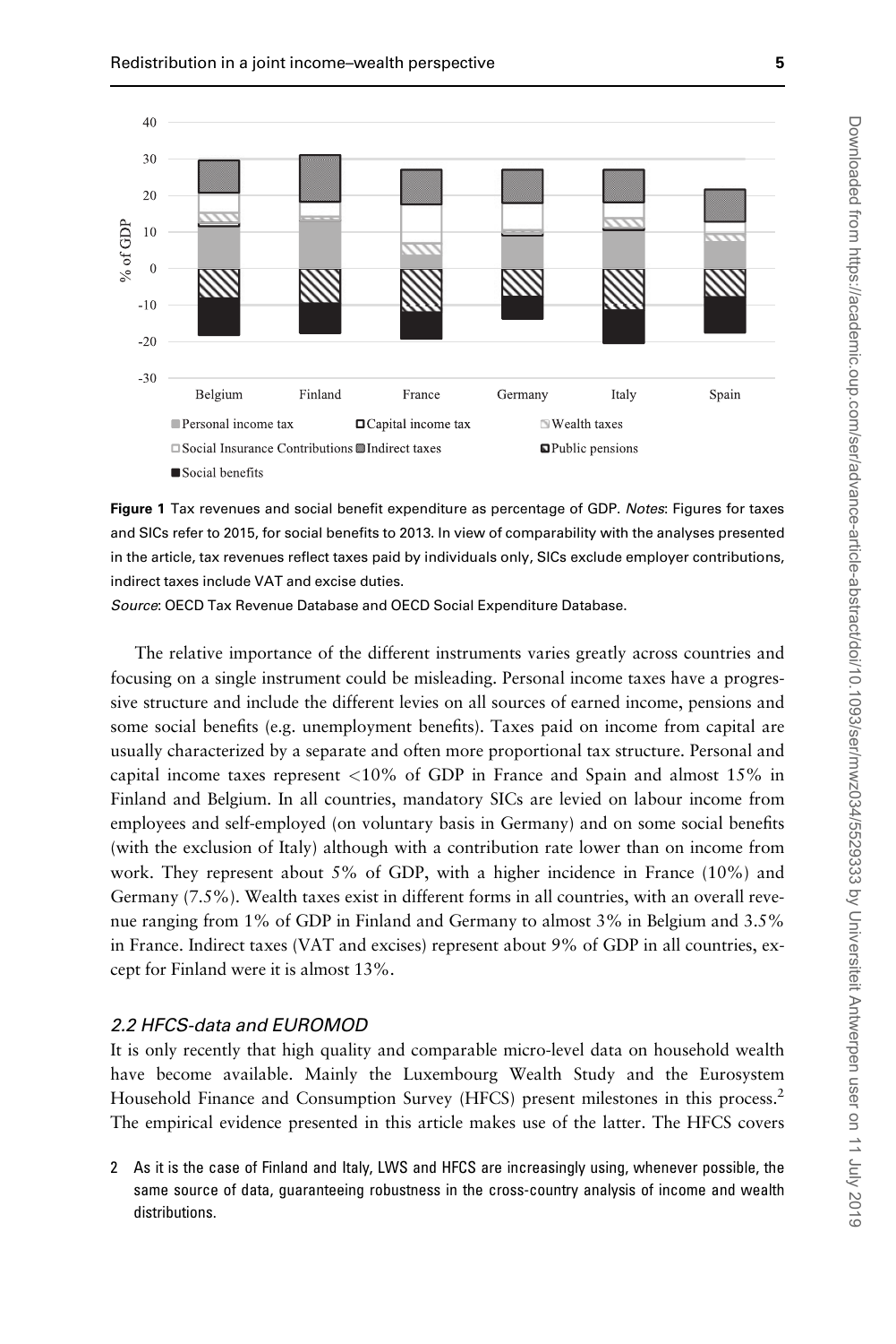Figure 1 Tax revenues and social benefit expenditure as percentage of GDP. *Notes*: Figures for taxes and SICs refer to 2015, for social benefits to 2013. In view of comparability with the analyses presented in the article, tax revenues reflect taxes paid by individuals only, SICs exclude employer contributions, indirect taxes include VAT and excise duties.

*Source*: OECD Tax Revenue Database and OECD Social Expenditure Database.

The relative importance of the different instruments varies greatly across countries and focusing on a single instrument could be misleading. Personal income taxes have a progressive structure and include the different levies on all sources of earned income, pensions and some social benefits (e.g. unemployment benefits). Taxes paid on income from capital are usually characterized by a separate and often more proportional tax structure. Personal and capital income taxes represent <10% of GDP in France and Spain and almost 15% in Finland and Belgium. In all countries, mandatory SICs are levied on labour income from employees and self-employed (on voluntary basis in Germany) and on some social benefits (with the exclusion of Italy) although with a contribution rate lower than on income from work. They represent about 5% of GDP, with a higher incidence in France (10%) and Germany (7.5%). Wealth taxes exist in different forms in all countries, with an overall revenue ranging from 1% of GDP in Finland and Germany to almost 3% in Belgium and 3.5% in France. Indirect taxes (VAT and excises) represent about 9% of GDP in all countries, except for Finland were it is almost 13%.

### *2.2 HFCS-data and EUROMOD*

It is only recently that high quality and comparable micro-level data on household wealth have become available. Mainly the Luxembourg Wealth Study and the Eurosystem Household Finance and Consumption Survey (HFCS) present milestones in this process.[2] The empirical evidence presented in this article makes use of the latter. The HFCS covers

2 As it is the case of Finland and Italy, LWS and HFCS are increasingly using, whenever possible, the same source of data, guaranteeing robustness in the cross-country analysis of income and wealth distributions.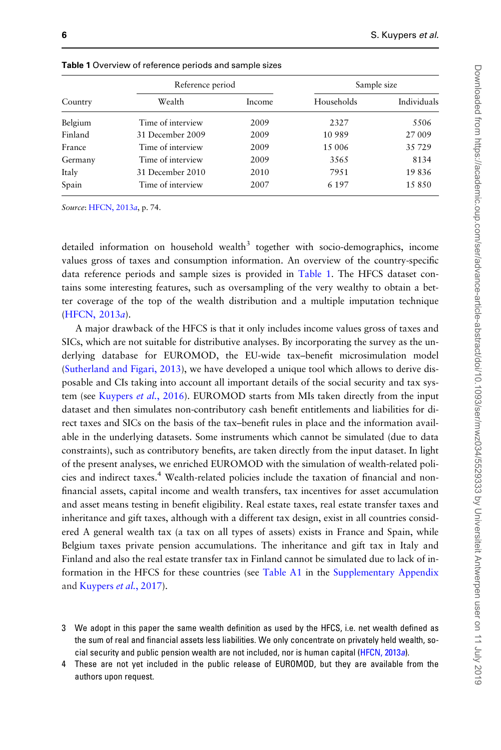**Table 1** Overview of reference periods and sample sizes

| Country | Reference period | | Sample size | |
|---|---|---|---|---|
| | Wealth | Income | Households | Individuals |
| Belgium | Time of interview | 2009 | 2327 | 5506 |
| Finland | 31 December 2009 | 2009 | 10 989 | 27 009 |
| France | Time of interview | 2009 | 15 006 | 35 729 |
| Germany | Time of interview | 2009 | 3565 | 8134 |
| Italy | 31 December 2010 | 2010 | 7951 | 19 836 |
| Spain | Time of interview | 2007 | 6 197 | 15 850 |

*Source*: HFCN, 2013*a*, p. 74.

detailed information on household wealth[3] together with socio-demographics, income values gross of taxes and consumption information. An overview of the country-specific data reference periods and sample sizes is provided in Table 1. The HFCS dataset contains some interesting features, such as oversampling of the very wealthy to obtain a better coverage of the top of the wealth distribution and a multiple imputation technique (HFCN, 2013*a*).

A major drawback of the HFCS is that it only includes income values gross of taxes and SICs, which are not suitable for distributive analyses. By incorporating the survey as the underlying database for EUROMOD, the EU-wide tax–benefit microsimulation model (Sutherland and Figari, 2013), we have developed a unique tool which allows to derive disposable and CIs taking into account all important details of the social security and tax system (see Kuypers *et al.*, 2016). EUROMOD starts from MIs taken directly from the input dataset and then simulates non-contributory cash benefit entitlements and liabilities for direct taxes and SICs on the basis of the tax–benefit rules in place and the information available in the underlying datasets. Some instruments which cannot be simulated (due to data constraints), such as contributory benefits, are taken directly from the input dataset. In light of the present analyses, we enriched EUROMOD with the simulation of wealth-related policies and indirect taxes.[4] Wealth-related policies include the taxation of financial and non-financial assets, capital income and wealth transfers, tax incentives for asset accumulation and asset means testing in benefit eligibility. Real estate taxes, real estate transfer taxes and inheritance and gift taxes, although with a different tax design, exist in all countries considered A general wealth tax (a tax on all types of assets) exists in France and Spain, while Belgium taxes private pension accumulations. The inheritance and gift tax in Italy and Finland and also the real estate transfer tax in Finland cannot be simulated due to lack of information in the HFCS for these countries (see Table A1 in the Supplementary Appendix and Kuypers *et al.*, 2017).

3 We adopt in this paper the same wealth definition as used by the HFCS, i.e. net wealth defined as the sum of real and financial assets less liabilities. We only concentrate on privately held wealth, social security and public pension wealth are not included, nor is human capital (HFCN, 2013*a*).

4 These are not yet included in the public release of EUROMOD, but they are available from the authors upon request.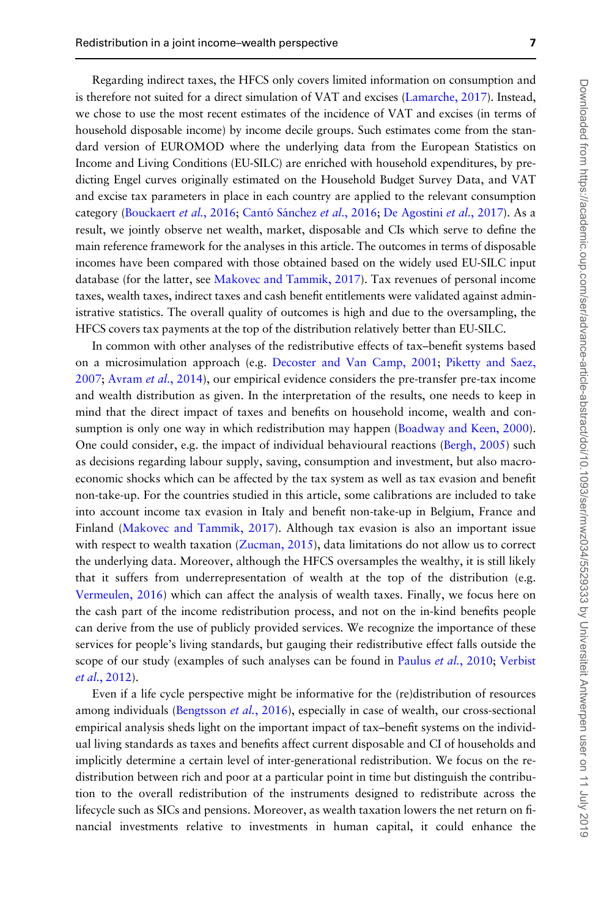Regarding indirect taxes, the HFCS only covers limited information on consumption and is therefore not suited for a direct simulation of VAT and excises (Lamarche, 2017). Instead, we chose to use the most recent estimates of the incidence of VAT and excises (in terms of household disposable income) by income decile groups. Such estimates come from the standard version of EUROMOD where the underlying data from the European Statistics on Income and Living Conditions (EU-SILC) are enriched with household expenditures, by predicting Engel curves originally estimated on the Household Budget Survey Data, and VAT and excise tax parameters in place in each country are applied to the relevant consumption category (Bouckaert *et al.*, 2016; Cantó Sánchez *et al.*, 2016; De Agostini *et al.*, 2017). As a result, we jointly observe net wealth, market, disposable and CIs which serve to define the main reference framework for the analyses in this article. The outcomes in terms of disposable incomes have been compared with those obtained based on the widely used EU-SILC input database (for the latter, see Makovec and Tammik, 2017). Tax revenues of personal income taxes, wealth taxes, indirect taxes and cash benefit entitlements were validated against administrative statistics. The overall quality of outcomes is high and due to the oversampling, the HFCS covers tax payments at the top of the distribution relatively better than EU-SILC.

In common with other analyses of the redistributive effects of tax–benefit systems based on a microsimulation approach (e.g. Decoster and Van Camp, 2001; Piketty and Saez, 2007; Avram *et al.*, 2014), our empirical evidence considers the pre-transfer pre-tax income and wealth distribution as given. In the interpretation of the results, one needs to keep in mind that the direct impact of taxes and benefits on household income, wealth and consumption is only one way in which redistribution may happen (Boadway and Keen, 2000). One could consider, e.g. the impact of individual behavioural reactions (Bergh, 2005) such as decisions regarding labour supply, saving, consumption and investment, but also macroeconomic shocks which can be affected by the tax system as well as tax evasion and benefit non-take-up. For the countries studied in this article, some calibrations are included to take into account income tax evasion in Italy and benefit non-take-up in Belgium, France and Finland (Makovec and Tammik, 2017). Although tax evasion is also an important issue with respect to wealth taxation (Zucman, 2015), data limitations do not allow us to correct the underlying data. Moreover, although the HFCS oversamples the wealthy, it is still likely that it suffers from underrepresentation of wealth at the top of the distribution (e.g. Vermeulen, 2016) which can affect the analysis of wealth taxes. Finally, we focus here on the cash part of the income redistribution process, and not on the in-kind benefits people can derive from the use of publicly provided services. We recognize the importance of these services for people's living standards, but gauging their redistributive effect falls outside the scope of our study (examples of such analyses can be found in Paulus *et al.*, 2010; Verbist *et al.*, 2012).

Even if a life cycle perspective might be informative for the (re)distribution of resources among individuals (Bengtsson *et al.*, 2016), especially in case of wealth, our cross-sectional empirical analysis sheds light on the important impact of tax–benefit systems on the individual living standards as taxes and benefits affect current disposable and CI of households and implicitly determine a certain level of inter-generational redistribution. We focus on the redistribution between rich and poor at a particular point in time but distinguish the contribution to the overall redistribution of the instruments designed to redistribute across the lifecycle such as SICs and pensions. Moreover, as wealth taxation lowers the net return on financial investments relative to investments in human capital, it could enhance the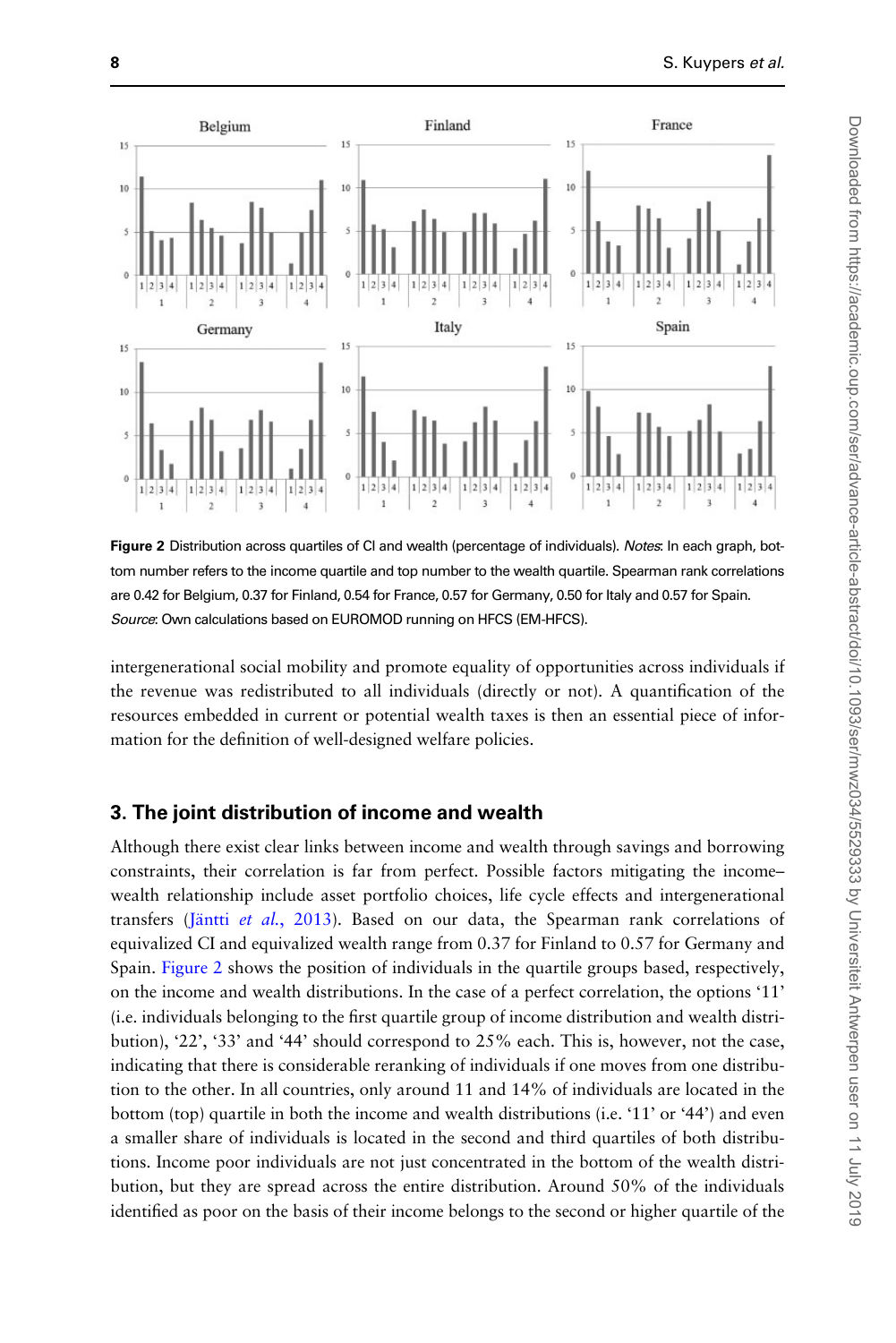**Figure 2** Distribution across quartiles of CI and wealth (percentage of individuals). *Notes*: In each graph, bottom number refers to the income quartile and top number to the wealth quartile. Spearman rank correlations are 0.42 for Belgium, 0.37 for Finland, 0.54 for France, 0.57 for Germany, 0.50 for Italy and 0.57 for Spain. *Source*: Own calculations based on EUROMOD running on HFCS (EM-HFCS).

intergenerational social mobility and promote equality of opportunities across individuals if the revenue was redistributed to all individuals (directly or not). A quantification of the resources embedded in current or potential wealth taxes is then an essential piece of information for the definition of well-designed welfare policies.

## 3. The joint distribution of income and wealth

Although there exist clear links between income and wealth through savings and borrowing constraints, their correlation is far from perfect. Possible factors mitigating the income–wealth relationship include asset portfolio choices, life cycle effects and intergenerational transfers (Jäntti *et al.*, 2013). Based on our data, the Spearman rank correlations of equivalized CI and equivalized wealth range from 0.37 for Finland to 0.57 for Germany and Spain. Figure 2 shows the position of individuals in the quartile groups based, respectively, on the income and wealth distributions. In the case of a perfect correlation, the options '11' (i.e. individuals belonging to the first quartile group of income distribution and wealth distribution), '22', '33' and '44' should correspond to 25% each. This is, however, not the case, indicating that there is considerable reranking of individuals if one moves from one distribution to the other. In all countries, only around 11 and 14% of individuals are located in the bottom (top) quartile in both the income and wealth distributions (i.e. '11' or '44') and even a smaller share of individuals is located in the second and third quartiles of both distributions. Income poor individuals are not just concentrated in the bottom of the wealth distribution, but they are spread across the entire distribution. Around 50% of the individuals identified as poor on the basis of their income belongs to the second or higher quartile of the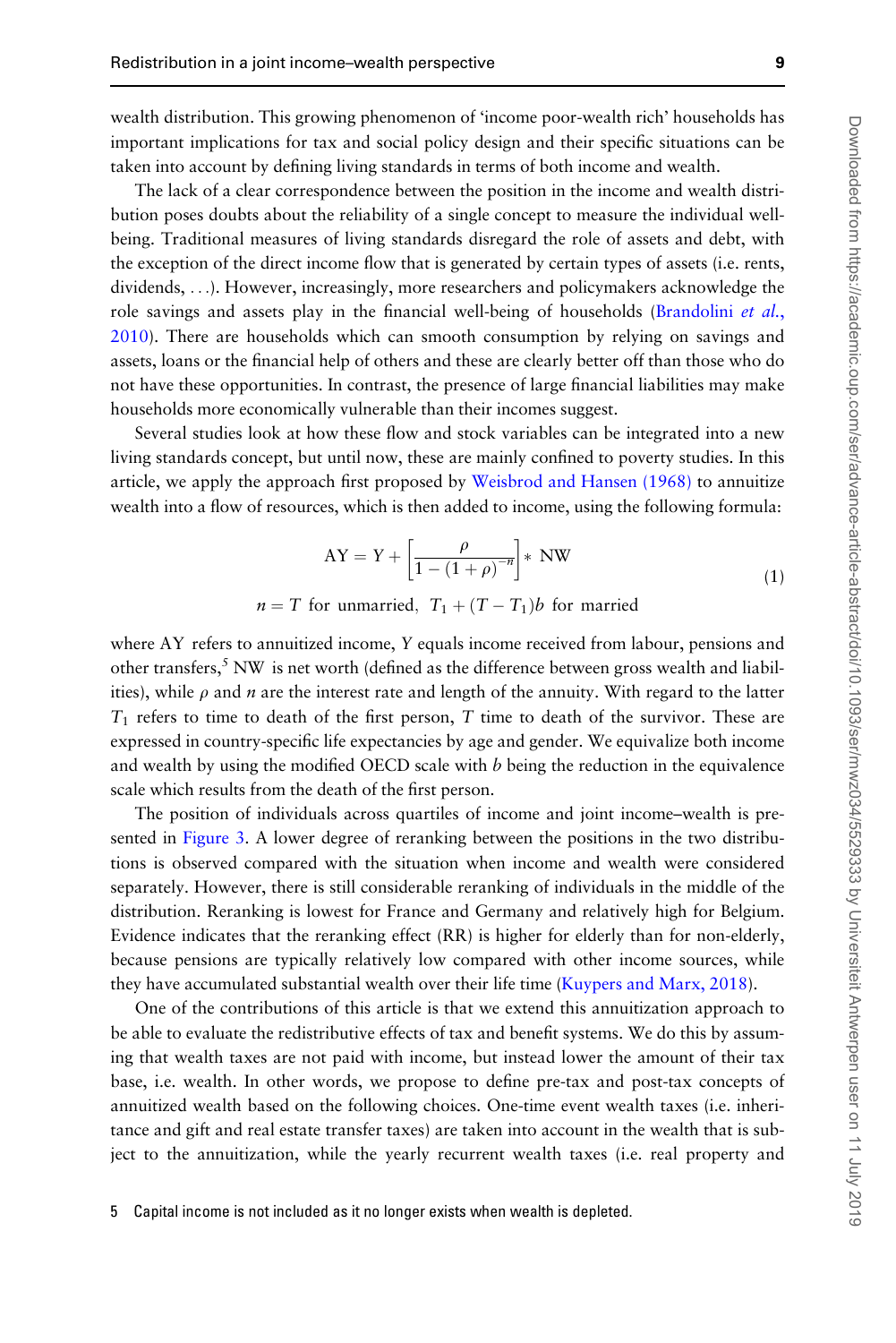wealth distribution. This growing phenomenon of 'income poor-wealth rich' households has important implications for tax and social policy design and their specific situations can be taken into account by defining living standards in terms of both income and wealth.

The lack of a clear correspondence between the position in the income and wealth distribution poses doubts about the reliability of a single concept to measure the individual well-being. Traditional measures of living standards disregard the role of assets and debt, with the exception of the direct income flow that is generated by certain types of assets (i.e. rents, dividends, ...). However, increasingly, more researchers and policymakers acknowledge the role savings and assets play in the financial well-being of households (Brandolini *et al.*, 2010). There are households which can smooth consumption by relying on savings and assets, loans or the financial help of others and these are clearly better off than those who do not have these opportunities. In contrast, the presence of large financial liabilities may make households more economically vulnerable than their incomes suggest.

Several studies look at how these flow and stock variables can be integrated into a new living standards concept, but until now, these are mainly confined to poverty studies. In this article, we apply the approach first proposed by Weisbrod and Hansen (1968) to annuitize wealth into a flow of resources, which is then added to income, using the following formula:

$$\mathrm{AY} = Y + \left[\frac{\rho}{1-(1+\rho)^{-n}}\right] * \mathrm{NW}$$
$$n = T \text{ for unmarried}, \; T_1 + (T - T_1)b \text{ for married} \tag{1}$$

where AY refers to annuitized income, $Y$ equals income received from labour, pensions and other transfers,[5] NW is net worth (defined as the difference between gross wealth and liabilities), while $\rho$ and $n$ are the interest rate and length of the annuity. With regard to the latter $T_1$ refers to time to death of the first person, $T$ time to death of the survivor. These are expressed in country-specific life expectancies by age and gender. We equivalize both income and wealth by using the modified OECD scale with $b$ being the reduction in the equivalence scale which results from the death of the first person.

The position of individuals across quartiles of income and joint income–wealth is presented in Figure 3. A lower degree of reranking between the positions in the two distributions is observed compared with the situation when income and wealth were considered separately. However, there is still considerable reranking of individuals in the middle of the distribution. Reranking is lowest for France and Germany and relatively high for Belgium. Evidence indicates that the reranking effect (RR) is higher for elderly than for non-elderly, because pensions are typically relatively low compared with other income sources, while they have accumulated substantial wealth over their life time (Kuypers and Marx, 2018).

One of the contributions of this article is that we extend this annuitization approach to be able to evaluate the redistributive effects of tax and benefit systems. We do this by assuming that wealth taxes are not paid with income, but instead lower the amount of their tax base, i.e. wealth. In other words, we propose to define pre-tax and post-tax concepts of annuitized wealth based on the following choices. One-time event wealth taxes (i.e. inheritance and gift and real estate transfer taxes) are taken into account in the wealth that is subject to the annuitization, while the yearly recurrent wealth taxes (i.e. real property and

5 Capital income is not included as it no longer exists when wealth is depleted.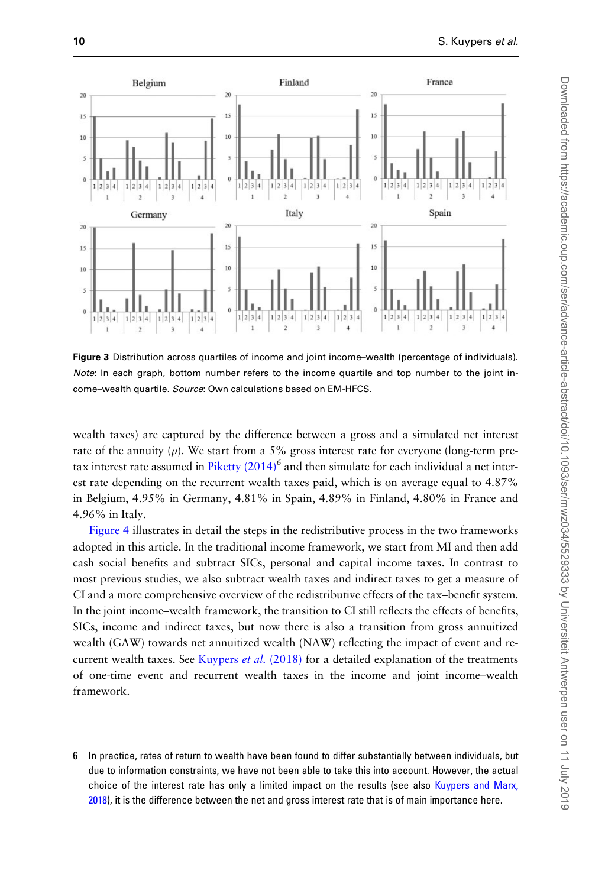Figure 3 Distribution across quartiles of income and joint income–wealth (percentage of individuals). *Note*: In each graph, bottom number refers to the income quartile and top number to the joint income–wealth quartile. *Source*: Own calculations based on EM-HFCS.

wealth taxes) are captured by the difference between a gross and a simulated net interest rate of the annuity ($\rho$). We start from a 5% gross interest rate for everyone (long-term pre-tax interest rate assumed in Piketty (2014)[6] and then simulate for each individual a net interest rate depending on the recurrent wealth taxes paid, which is on average equal to 4.87% in Belgium, 4.95% in Germany, 4.81% in Spain, 4.89% in Finland, 4.80% in France and 4.96% in Italy.

Figure 4 illustrates in detail the steps in the redistributive process in the two frameworks adopted in this article. In the traditional income framework, we start from MI and then add cash social benefits and subtract SICs, personal and capital income taxes. In contrast to most previous studies, we also subtract wealth taxes and indirect taxes to get a measure of CI and a more comprehensive overview of the redistributive effects of the tax–benefit system. In the joint income–wealth framework, the transition to CI still reflects the effects of benefits, SICs, income and indirect taxes, but now there is also a transition from gross annuitized wealth (GAW) towards net annuitized wealth (NAW) reflecting the impact of event and recurrent wealth taxes. See Kuypers *et al.* (2018) for a detailed explanation of the treatments of one-time event and recurrent wealth taxes in the income and joint income–wealth framework.

6 In practice, rates of return to wealth have been found to differ substantially between individuals, but due to information constraints, we have not been able to take this into account. However, the actual choice of the interest rate has only a limited impact on the results (see also Kuypers and Marx, 2018), it is the difference between the net and gross interest rate that is of main importance here.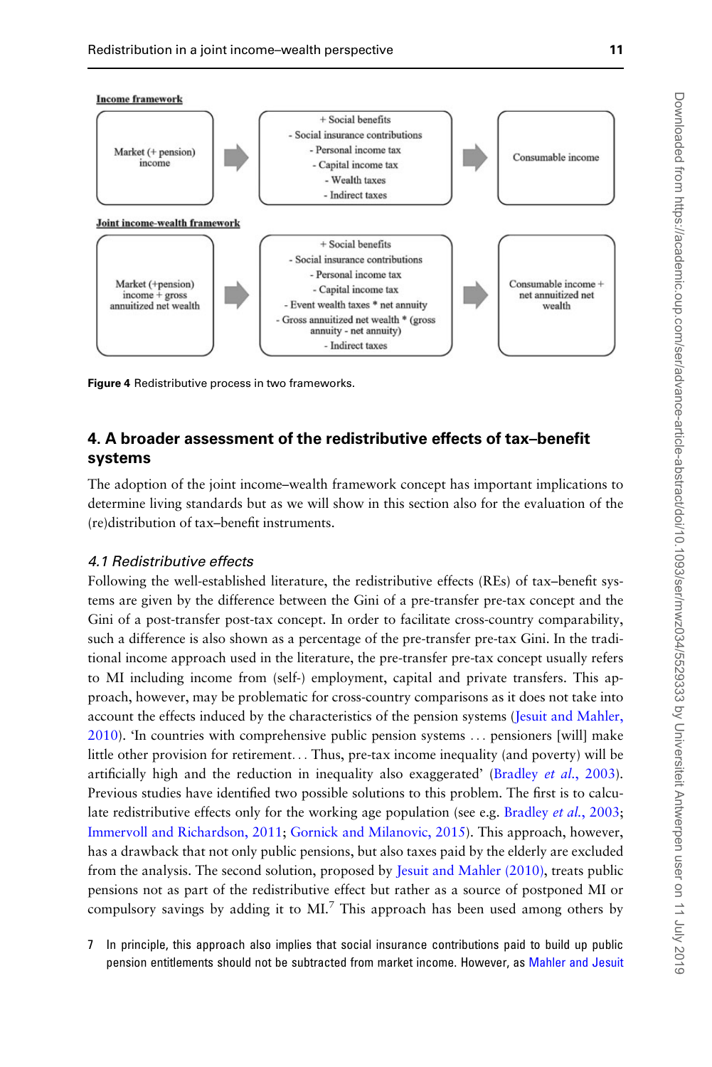**Income framework**

| Market (+ pension) income | → | + Social benefits<br>- Social insurance contributions<br>- Personal income tax<br>- Capital income tax<br>- Wealth taxes<br>- Indirect taxes | → | Consumable income |
|---|---|---|---|---|

**Joint income-wealth framework**

| Market (+pension) income + gross annuitized net wealth | → | + Social benefits<br>- Social insurance contributions<br>- Personal income tax<br>- Capital income tax<br>- Event wealth taxes * net annuity<br>- Gross annuitized net wealth * (gross annuity - net annuity)<br>- Indirect taxes | → | Consumable income + net annuitized net wealth |
|---|---|---|---|---|

**Figure 4** Redistributive process in two frameworks.

## 4. A broader assessment of the redistributive effects of tax–benefit systems

The adoption of the joint income–wealth framework concept has important implications to determine living standards but as we will show in this section also for the evaluation of the (re)distribution of tax–benefit instruments.

### *4.1 Redistributive effects*

Following the well-established literature, the redistributive effects (REs) of tax–benefit systems are given by the difference between the Gini of a pre-transfer pre-tax concept and the Gini of a post-transfer post-tax concept. In order to facilitate cross-country comparability, such a difference is also shown as a percentage of the pre-transfer pre-tax Gini. In the traditional income approach used in the literature, the pre-transfer pre-tax concept usually refers to MI including income from (self-) employment, capital and private transfers. This approach, however, may be problematic for cross-country comparisons as it does not take into account the effects induced by the characteristics of the pension systems (Jesuit and Mahler, 2010). 'In countries with comprehensive public pension systems ... pensioners [will] make little other provision for retirement... Thus, pre-tax income inequality (and poverty) will be artificially high and the reduction in inequality also exaggerated' (Bradley *et al.*, 2003). Previous studies have identified two possible solutions to this problem. The first is to calculate redistributive effects only for the working age population (see e.g. Bradley *et al.*, 2003; Immervoll and Richardson, 2011; Gornick and Milanovic, 2015). This approach, however, has a drawback that not only public pensions, but also taxes paid by the elderly are excluded from the analysis. The second solution, proposed by Jesuit and Mahler (2010), treats public pensions not as part of the redistributive effect but rather as a source of postponed MI or compulsory savings by adding it to MI.[7] This approach has been used among others by

7 In principle, this approach also implies that social insurance contributions paid to build up public pension entitlements should not be subtracted from market income. However, as Mahler and Jesuit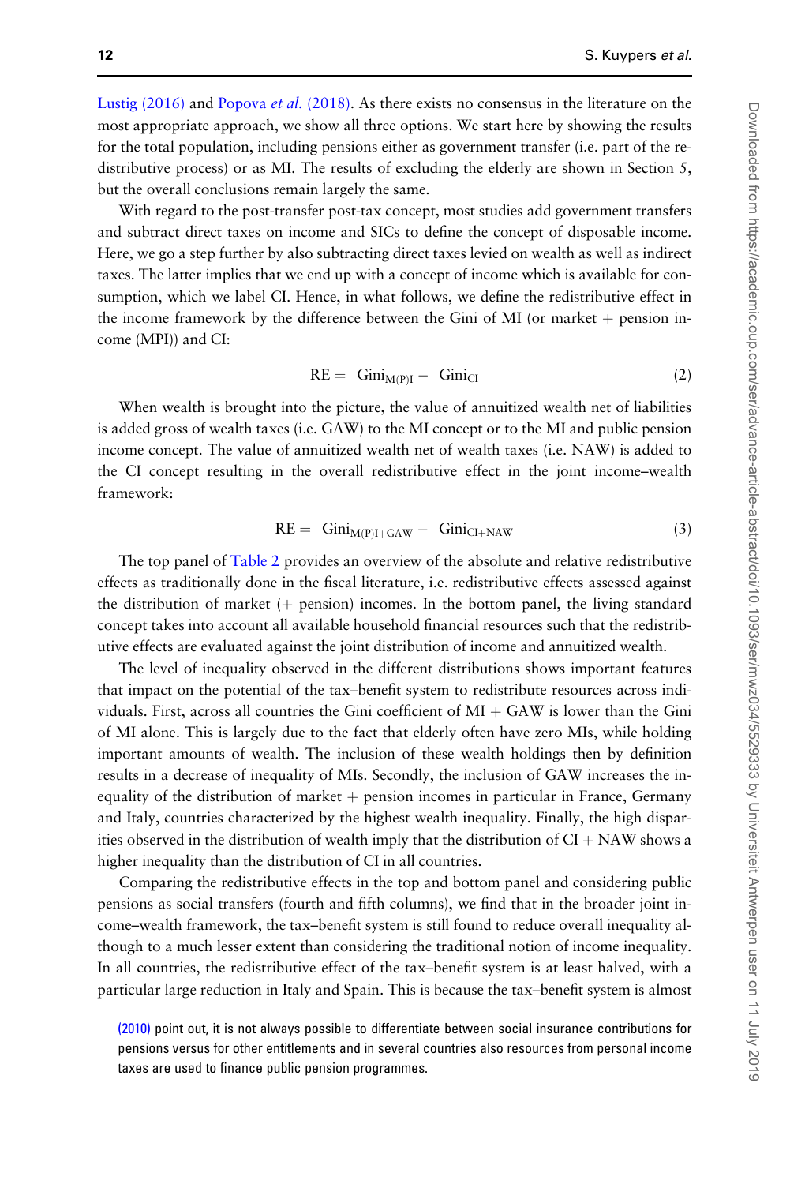Lustig (2016) and Popova *et al.* (2018). As there exists no consensus in the literature on the most appropriate approach, we show all three options. We start here by showing the results for the total population, including pensions either as government transfer (i.e. part of the redistributive process) or as MI. The results of excluding the elderly are shown in Section 5, but the overall conclusions remain largely the same.

With regard to the post-transfer post-tax concept, most studies add government transfers and subtract direct taxes on income and SICs to define the concept of disposable income. Here, we go a step further by also subtracting direct taxes levied on wealth as well as indirect taxes. The latter implies that we end up with a concept of income which is available for consumption, which we label CI. Hence, in what follows, we define the redistributive effect in the income framework by the difference between the Gini of MI (or market + pension income (MPI)) and CI:

$$\mathrm{RE} = \mathrm{Gini}_{\mathrm{M(P)I}} - \mathrm{Gini}_{\mathrm{CI}} \tag{2}$$

When wealth is brought into the picture, the value of annuitized wealth net of liabilities is added gross of wealth taxes (i.e. GAW) to the MI concept or to the MI and public pension income concept. The value of annuitized wealth net of wealth taxes (i.e. NAW) is added to the CI concept resulting in the overall redistributive effect in the joint income–wealth framework:

$$\mathrm{RE} = \mathrm{Gini}_{\mathrm{M(P)I+GAW}} - \mathrm{Gini}_{\mathrm{CI+NAW}} \tag{3}$$

The top panel of Table 2 provides an overview of the absolute and relative redistributive effects as traditionally done in the fiscal literature, i.e. redistributive effects assessed against the distribution of market (+ pension) incomes. In the bottom panel, the living standard concept takes into account all available household financial resources such that the redistributive effects are evaluated against the joint distribution of income and annuitized wealth.

The level of inequality observed in the different distributions shows important features that impact on the potential of the tax–benefit system to redistribute resources across individuals. First, across all countries the Gini coefficient of MI + GAW is lower than the Gini of MI alone. This is largely due to the fact that elderly often have zero MIs, while holding important amounts of wealth. The inclusion of these wealth holdings then by definition results in a decrease of inequality of MIs. Secondly, the inclusion of GAW increases the inequality of the distribution of market + pension incomes in particular in France, Germany and Italy, countries characterized by the highest wealth inequality. Finally, the high disparities observed in the distribution of wealth imply that the distribution of CI + NAW shows a higher inequality than the distribution of CI in all countries.

Comparing the redistributive effects in the top and bottom panel and considering public pensions as social transfers (fourth and fifth columns), we find that in the broader joint income–wealth framework, the tax–benefit system is still found to reduce overall inequality although to a much lesser extent than considering the traditional notion of income inequality. In all countries, the redistributive effect of the tax–benefit system is at least halved, with a particular large reduction in Italy and Spain. This is because the tax–benefit system is almost

(2010) point out, it is not always possible to differentiate between social insurance contributions for pensions versus for other entitlements and in several countries also resources from personal income taxes are used to finance public pension programmes.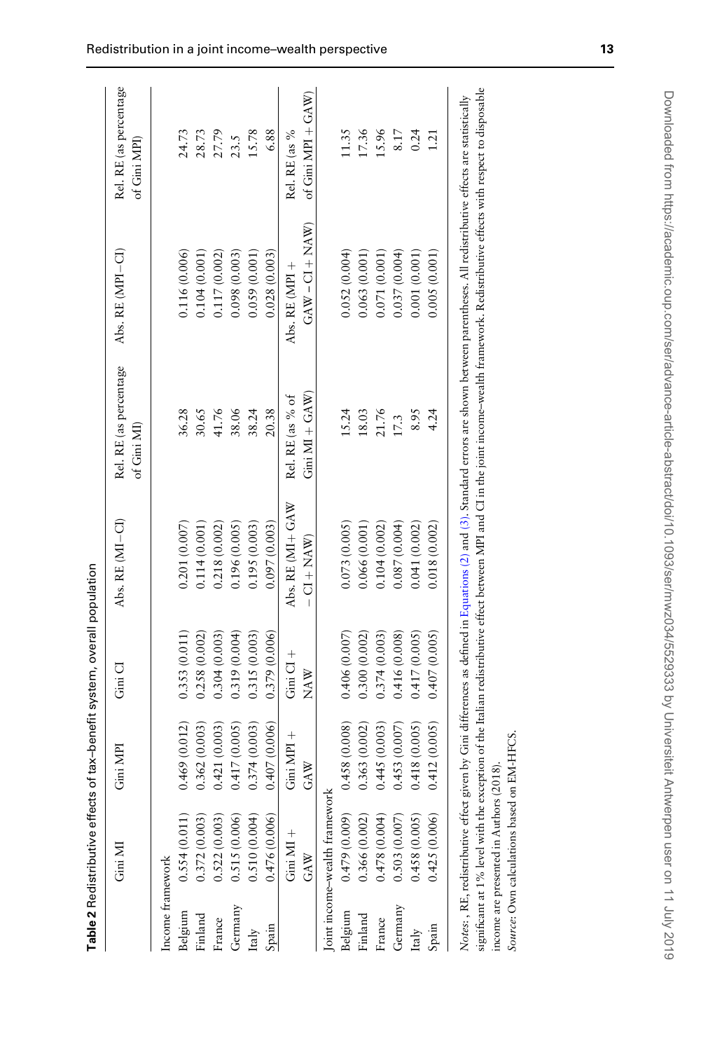**Table 2** Redistributive effects of tax–benefit system, overall population

| | Gini MI | Gini MPI | Gini CI | Abs. RE (MI−CI) | Rel. RE (as percentage of Gini MI) | Abs. RE (MPI−CI) | Rel. RE (as percentage of Gini MPI) |
|---|---|---|---|---|---|---|---|
| Income framework | | | | | | | |
| Belgium | 0.554 (0.011) | 0.469 (0.012) | 0.353 (0.011) | 0.201 (0.007) | 36.28 | 0.116 (0.006) | 24.73 |
| Finland | 0.372 (0.003) | 0.362 (0.003) | 0.258 (0.002) | 0.114 (0.001) | 30.65 | 0.104 (0.001) | 28.73 |
| France | 0.522 (0.003) | 0.421 (0.003) | 0.304 (0.003) | 0.218 (0.002) | 41.76 | 0.117 (0.002) | 27.79 |
| Germany | 0.515 (0.006) | 0.417 (0.005) | 0.319 (0.004) | 0.196 (0.005) | 38.06 | 0.098 (0.003) | 23.5 |
| Italy | 0.510 (0.004) | 0.374 (0.003) | 0.315 (0.003) | 0.195 (0.003) | 38.24 | 0.059 (0.001) | 15.78 |
| Spain | 0.476 (0.006) | 0.407 (0.006) | 0.379 (0.006) | 0.097 (0.003) | 20.38 | 0.028 (0.003) | 6.88 |
| | Gini MI + GAW | Gini MPI + GAW | Gini CI + NAW | Abs. RE (MI + GAW − CI + NAW) | Rel. RE (as % of Gini MI + GAW) | Abs. RE (MPI + GAW − CI + NAW) | Rel. RE (as % of Gini MPI + GAW) |
| Joint income–wealth framework | | | | | | | |
| Belgium | 0.479 (0.009) | 0.458 (0.008) | 0.406 (0.007) | 0.073 (0.005) | 15.24 | 0.052 (0.004) | 11.35 |
| Finland | 0.366 (0.002) | 0.363 (0.002) | 0.300 (0.002) | 0.066 (0.001) | 18.03 | 0.063 (0.001) | 17.36 |
| France | 0.478 (0.004) | 0.445 (0.003) | 0.374 (0.003) | 0.104 (0.002) | 21.76 | 0.071 (0.001) | 15.96 |
| Germany | 0.503 (0.007) | 0.453 (0.007) | 0.416 (0.008) | 0.087 (0.004) | 17.3 | 0.037 (0.004) | 8.17 |
| Italy | 0.458 (0.005) | 0.418 (0.005) | 0.417 (0.005) | 0.041 (0.002) | 8.95 | 0.001 (0.001) | 0.24 |
| Spain | 0.425 (0.006) | 0.412 (0.005) | 0.407 (0.005) | 0.018 (0.002) | 4.24 | 0.005 (0.001) | 1.21 |

*Notes*: , RE, redistributive effect given by Gini differences as defined in Equations (2) and (3). Standard errors are shown between parentheses. All redistributive effects are statistically significant at 1% level with the exception of the Italian redistributive effect between MPI and CI in the joint income–wealth framework. Redistributive effects with respect to disposable income are presented in Authors (2018).

*Source*: Own calculations based on EM-HFCS.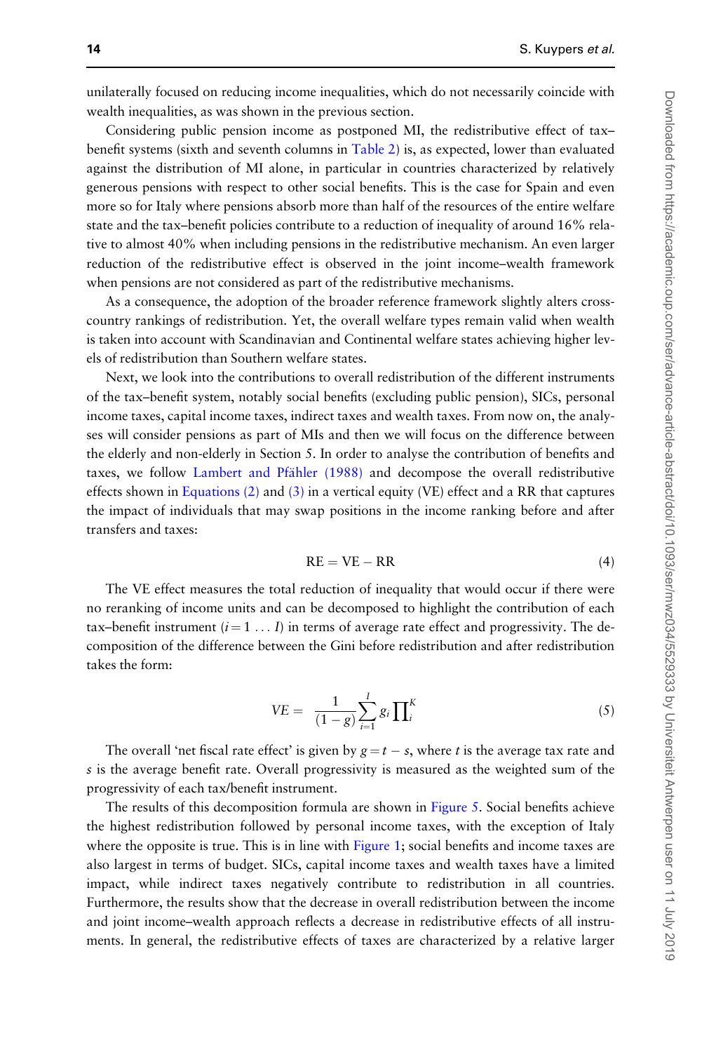unilaterally focused on reducing income inequalities, which do not necessarily coincide with wealth inequalities, as was shown in the previous section.

Considering public pension income as postponed MI, the redistributive effect of tax–benefit systems (sixth and seventh columns in Table 2) is, as expected, lower than evaluated against the distribution of MI alone, in particular in countries characterized by relatively generous pensions with respect to other social benefits. This is the case for Spain and even more so for Italy where pensions absorb more than half of the resources of the entire welfare state and the tax–benefit policies contribute to a reduction of inequality of around 16% relative to almost 40% when including pensions in the redistributive mechanism. An even larger reduction of the redistributive effect is observed in the joint income–wealth framework when pensions are not considered as part of the redistributive mechanisms.

As a consequence, the adoption of the broader reference framework slightly alters cross-country rankings of redistribution. Yet, the overall welfare types remain valid when wealth is taken into account with Scandinavian and Continental welfare states achieving higher levels of redistribution than Southern welfare states.

Next, we look into the contributions to overall redistribution of the different instruments of the tax–benefit system, notably social benefits (excluding public pension), SICs, personal income taxes, capital income taxes, indirect taxes and wealth taxes. From now on, the analyses will consider pensions as part of MIs and then we will focus on the difference between the elderly and non-elderly in Section 5. In order to analyse the contribution of benefits and taxes, we follow Lambert and Pfähler (1988) and decompose the overall redistributive effects shown in Equations (2) and (3) in a vertical equity (VE) effect and a RR that captures the impact of individuals that may swap positions in the income ranking before and after transfers and taxes:

$$\mathrm{RE} = \mathrm{VE} - \mathrm{RR} \tag{4}$$

The VE effect measures the total reduction of inequality that would occur if there were no reranking of income units and can be decomposed to highlight the contribution of each tax–benefit instrument ($i = 1 \ldots I$) in terms of average rate effect and progressivity. The decomposition of the difference between the Gini before redistribution and after redistribution takes the form:

$$VE = \frac{1}{(1-g)} \sum_{i=1}^{I} g_i \prod\nolimits_i^K \tag{5}$$

The overall 'net fiscal rate effect' is given by $g = t - s$, where $t$ is the average tax rate and $s$ is the average benefit rate. Overall progressivity is measured as the weighted sum of the progressivity of each tax/benefit instrument.

The results of this decomposition formula are shown in Figure 5. Social benefits achieve the highest redistribution followed by personal income taxes, with the exception of Italy where the opposite is true. This is in line with Figure 1; social benefits and income taxes are also largest in terms of budget. SICs, capital income taxes and wealth taxes have a limited impact, while indirect taxes negatively contribute to redistribution in all countries. Furthermore, the results show that the decrease in overall redistribution between the income and joint income–wealth approach reflects a decrease in redistributive effects of all instruments. In general, the redistributive effects of taxes are characterized by a relative larger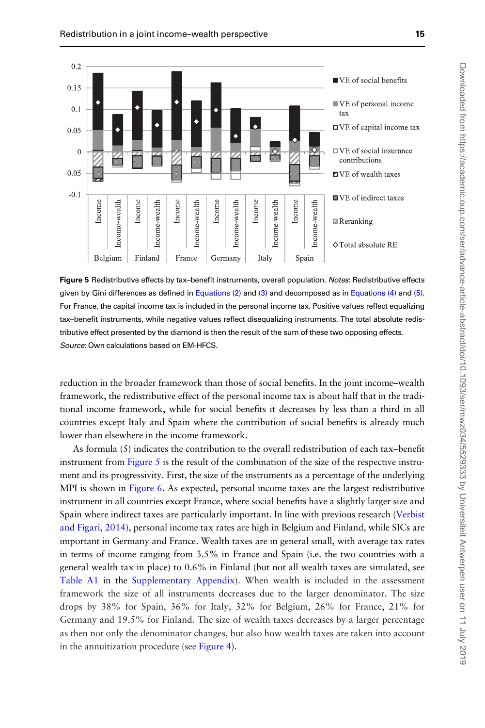Figure 5 Redistributive effects by tax–benefit instruments, overall population. *Notes*: Redistributive effects given by Gini differences as defined in Equations (2) and (3) and decomposed as in Equations (4) and (5). For France, the capital income tax is included in the personal income tax. Positive values reflect equalizing tax–benefit instruments, while negative values reflect disequalizing instruments. The total absolute redistributive effect presented by the diamond is then the result of the sum of these two opposing effects. *Source*: Own calculations based on EM-HFCS.

reduction in the broader framework than those of social benefits. In the joint income–wealth framework, the redistributive effect of the personal income tax is about half that in the traditional income framework, while for social benefits it decreases by less than a third in all countries except Italy and Spain where the contribution of social benefits is already much lower than elsewhere in the income framework.

As formula (5) indicates the contribution to the overall redistribution of each tax–benefit instrument from Figure 5 is the result of the combination of the size of the respective instrument and its progressivity. First, the size of the instruments as a percentage of the underlying MPI is shown in Figure 6. As expected, personal income taxes are the largest redistributive instrument in all countries except France, where social benefits have a slightly larger size and Spain where indirect taxes are particularly important. In line with previous research (Verbist and Figari, 2014), personal income tax rates are high in Belgium and Finland, while SICs are important in Germany and France. Wealth taxes are in general small, with average tax rates in terms of income ranging from 3.5% in France and Spain (i.e. the two countries with a general wealth tax in place) to 0.6% in Finland (but not all wealth taxes are simulated, see Table A1 in the Supplementary Appendix). When wealth is included in the assessment framework the size of all instruments decreases due to the larger denominator. The size drops by 38% for Spain, 36% for Italy, 32% for Belgium, 26% for France, 21% for Germany and 19.5% for Finland. The size of wealth taxes decreases by a larger percentage as then not only the denominator changes, but also how wealth taxes are taken into account in the annuitization procedure (see Figure 4).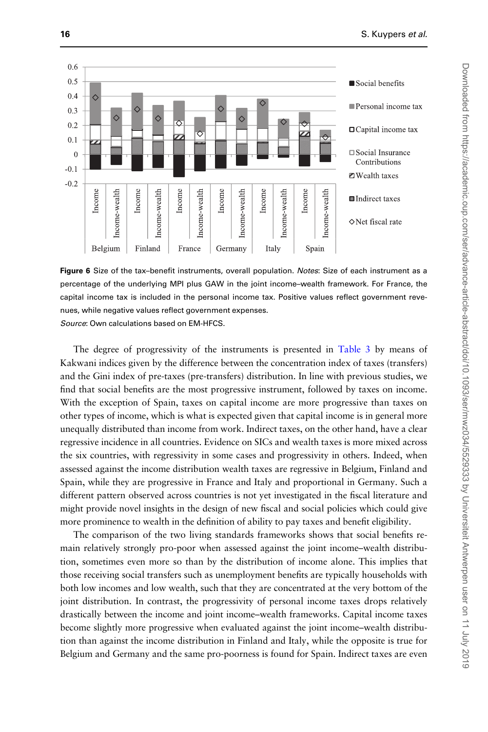Figure 6 Size of the tax–benefit instruments, overall population. *Notes*: Size of each instrument as a percentage of the underlying MPI plus GAW in the joint income–wealth framework. For France, the capital income tax is included in the personal income tax. Positive values reflect government revenues, while negative values reflect government expenses.

*Source*: Own calculations based on EM-HFCS.

The degree of progressivity of the instruments is presented in Table 3 by means of Kakwani indices given by the difference between the concentration index of taxes (transfers) and the Gini index of pre-taxes (pre-transfers) distribution. In line with previous studies, we find that social benefits are the most progressive instrument, followed by taxes on income. With the exception of Spain, taxes on capital income are more progressive than taxes on other types of income, which is what is expected given that capital income is in general more unequally distributed than income from work. Indirect taxes, on the other hand, have a clear regressive incidence in all countries. Evidence on SICs and wealth taxes is more mixed across the six countries, with regressivity in some cases and progressivity in others. Indeed, when assessed against the income distribution wealth taxes are regressive in Belgium, Finland and Spain, while they are progressive in France and Italy and proportional in Germany. Such a different pattern observed across countries is not yet investigated in the fiscal literature and might provide novel insights in the design of new fiscal and social policies which could give more prominence to wealth in the definition of ability to pay taxes and benefit eligibility.

The comparison of the two living standards frameworks shows that social benefits remain relatively strongly pro-poor when assessed against the joint income–wealth distribution, sometimes even more so than by the distribution of income alone. This implies that those receiving social transfers such as unemployment benefits are typically households with both low incomes and low wealth, such that they are concentrated at the very bottom of the joint distribution. In contrast, the progressivity of personal income taxes drops relatively drastically between the income and joint income–wealth frameworks. Capital income taxes become slightly more progressive when evaluated against the joint income–wealth distribution than against the income distribution in Finland and Italy, while the opposite is true for Belgium and Germany and the same pro-poorness is found for Spain. Indirect taxes are even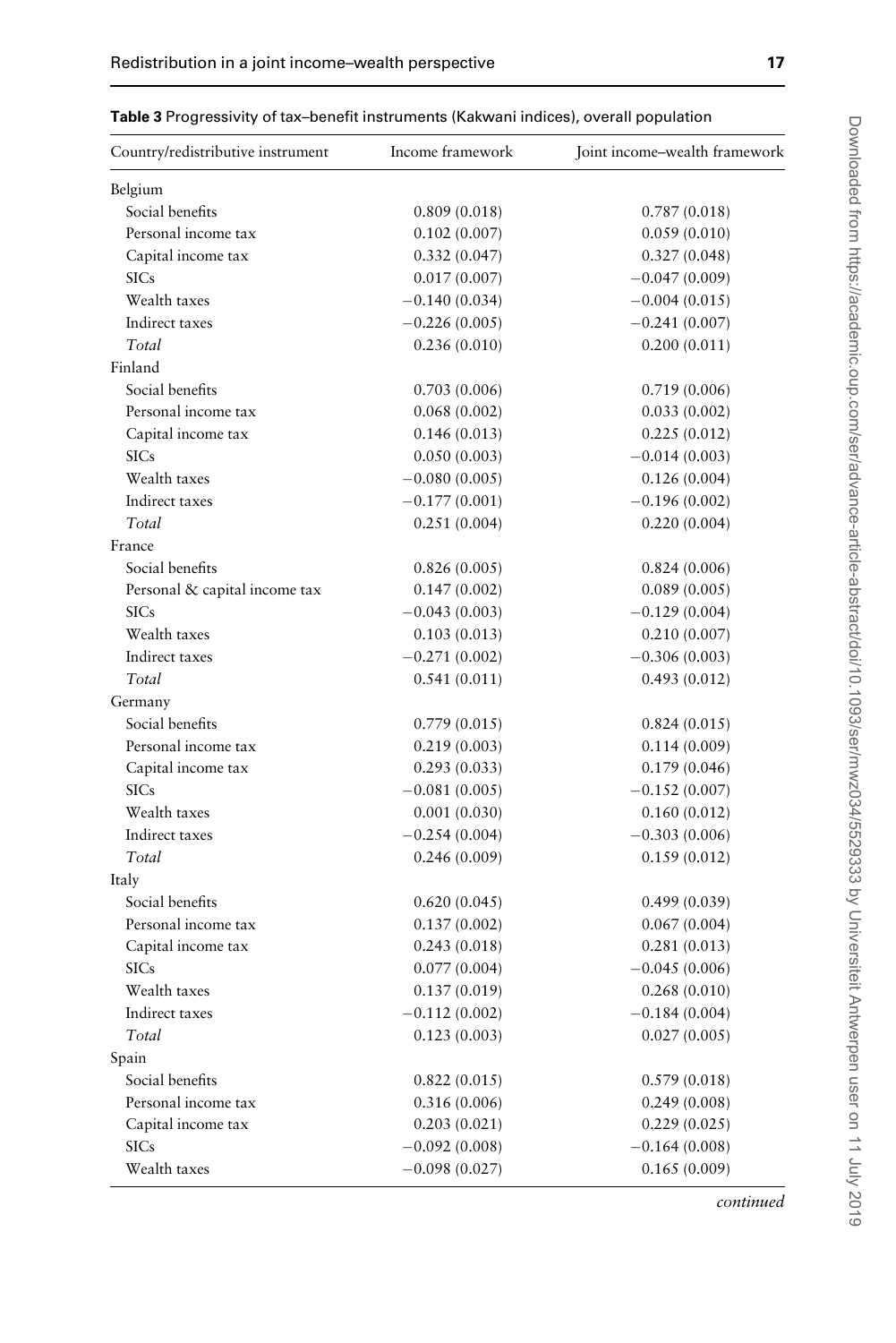**Table 3** Progressivity of tax–benefit instruments (Kakwani indices), overall population

| Country/redistributive instrument | Income framework | Joint income–wealth framework |
|---|---|---|
| Belgium | | |
| Social benefits | 0.809 (0.018) | 0.787 (0.018) |
| Personal income tax | 0.102 (0.007) | 0.059 (0.010) |
| Capital income tax | 0.332 (0.047) | 0.327 (0.048) |
| SICs | 0.017 (0.007) | −0.047 (0.009) |
| Wealth taxes | −0.140 (0.034) | −0.004 (0.015) |
| Indirect taxes | −0.226 (0.005) | −0.241 (0.007) |
| *Total* | 0.236 (0.010) | 0.200 (0.011) |
| Finland | | |
| Social benefits | 0.703 (0.006) | 0.719 (0.006) |
| Personal income tax | 0.068 (0.002) | 0.033 (0.002) |
| Capital income tax | 0.146 (0.013) | 0.225 (0.012) |
| SICs | 0.050 (0.003) | −0.014 (0.003) |
| Wealth taxes | −0.080 (0.005) | 0.126 (0.004) |
| Indirect taxes | −0.177 (0.001) | −0.196 (0.002) |
| *Total* | 0.251 (0.004) | 0.220 (0.004) |
| France | | |
| Social benefits | 0.826 (0.005) | 0.824 (0.006) |
| Personal & capital income tax | 0.147 (0.002) | 0.089 (0.005) |
| SICs | −0.043 (0.003) | −0.129 (0.004) |
| Wealth taxes | 0.103 (0.013) | 0.210 (0.007) |
| Indirect taxes | −0.271 (0.002) | −0.306 (0.003) |
| *Total* | 0.541 (0.011) | 0.493 (0.012) |
| Germany | | |
| Social benefits | 0.779 (0.015) | 0.824 (0.015) |
| Personal income tax | 0.219 (0.003) | 0.114 (0.009) |
| Capital income tax | 0.293 (0.033) | 0.179 (0.046) |
| SICs | −0.081 (0.005) | −0.152 (0.007) |
| Wealth taxes | 0.001 (0.030) | 0.160 (0.012) |
| Indirect taxes | −0.254 (0.004) | −0.303 (0.006) |
| *Total* | 0.246 (0.009) | 0.159 (0.012) |
| Italy | | |
| Social benefits | 0.620 (0.045) | 0.499 (0.039) |
| Personal income tax | 0.137 (0.002) | 0.067 (0.004) |
| Capital income tax | 0.243 (0.018) | 0.281 (0.013) |
| SICs | 0.077 (0.004) | −0.045 (0.006) |
| Wealth taxes | 0.137 (0.019) | 0.268 (0.010) |
| Indirect taxes | −0.112 (0.002) | −0.184 (0.004) |
| *Total* | 0.123 (0.003) | 0.027 (0.005) |
| Spain | | |
| Social benefits | 0.822 (0.015) | 0.579 (0.018) |
| Personal income tax | 0.316 (0.006) | 0.249 (0.008) |
| Capital income tax | 0.203 (0.021) | 0.229 (0.025) |
| SICs | −0.092 (0.008) | −0.164 (0.008) |
| Wealth taxes | −0.098 (0.027) | 0.165 (0.009) |

*continued*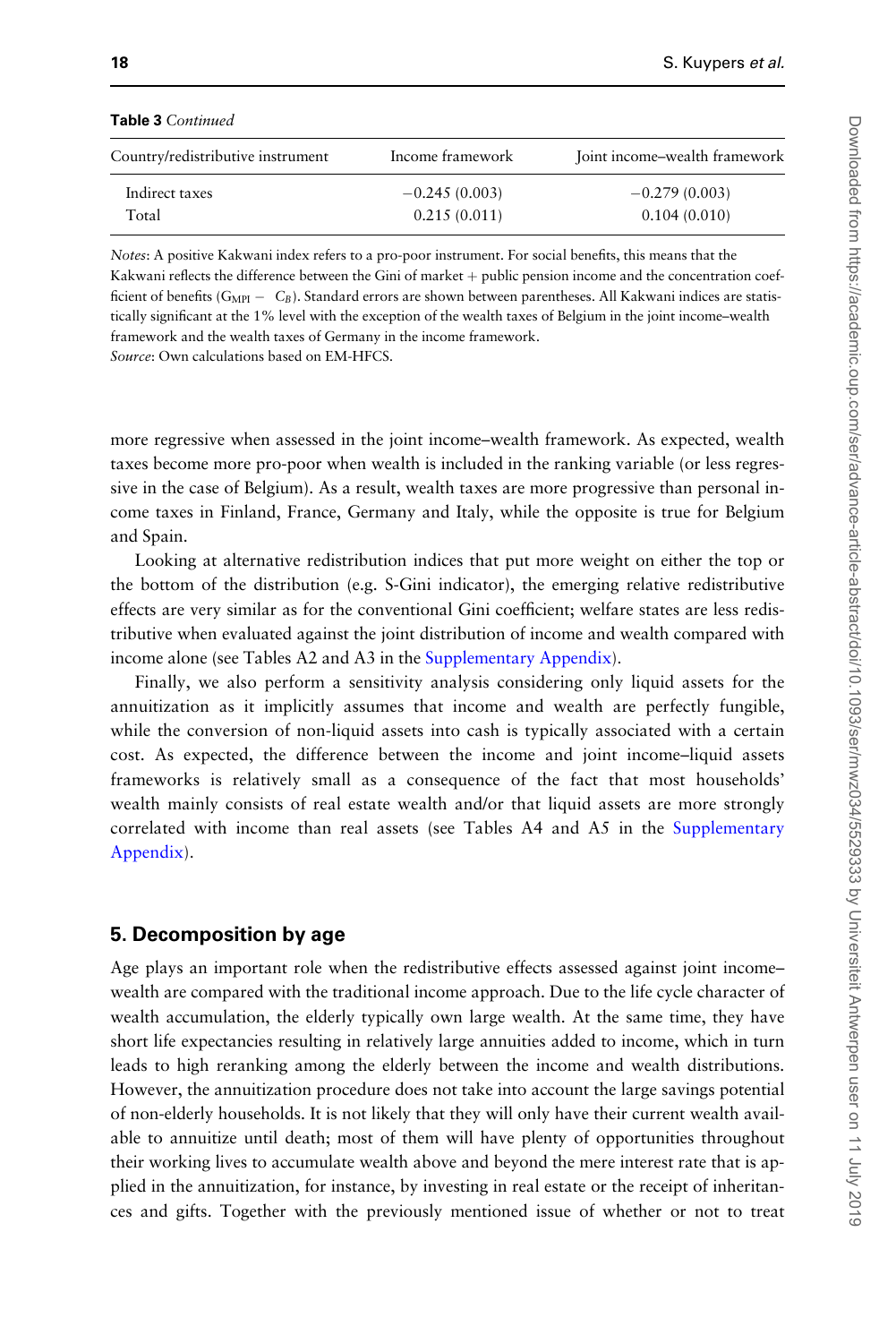**Table 3** *Continued*

| Country/redistributive instrument | Income framework | Joint income–wealth framework |
|---|---|---|
| Indirect taxes | −0.245 (0.003) | −0.279 (0.003) |
| Total | 0.215 (0.011) | 0.104 (0.010) |

*Notes*: A positive Kakwani index refers to a pro-poor instrument. For social benefits, this means that the Kakwani reflects the difference between the Gini of market + public pension income and the concentration coefficient of benefits ($G_{MPI} - C_B$). Standard errors are shown between parentheses. All Kakwani indices are statistically significant at the 1% level with the exception of the wealth taxes of Belgium in the joint income–wealth framework and the wealth taxes of Germany in the income framework.

*Source*: Own calculations based on EM-HFCS.

more regressive when assessed in the joint income–wealth framework. As expected, wealth taxes become more pro-poor when wealth is included in the ranking variable (or less regressive in the case of Belgium). As a result, wealth taxes are more progressive than personal income taxes in Finland, France, Germany and Italy, while the opposite is true for Belgium and Spain.

Looking at alternative redistribution indices that put more weight on either the top or the bottom of the distribution (e.g. S-Gini indicator), the emerging relative redistributive effects are very similar as for the conventional Gini coefficient; welfare states are less redistributive when evaluated against the joint distribution of income and wealth compared with income alone (see Tables A2 and A3 in the Supplementary Appendix).

Finally, we also perform a sensitivity analysis considering only liquid assets for the annuitization as it implicitly assumes that income and wealth are perfectly fungible, while the conversion of non-liquid assets into cash is typically associated with a certain cost. As expected, the difference between the income and joint income–liquid assets frameworks is relatively small as a consequence of the fact that most households' wealth mainly consists of real estate wealth and/or that liquid assets are more strongly correlated with income than real assets (see Tables A4 and A5 in the Supplementary Appendix).

## 5. Decomposition by age

Age plays an important role when the redistributive effects assessed against joint income–wealth are compared with the traditional income approach. Due to the life cycle character of wealth accumulation, the elderly typically own large wealth. At the same time, they have short life expectancies resulting in relatively large annuities added to income, which in turn leads to high reranking among the elderly between the income and wealth distributions. However, the annuitization procedure does not take into account the large savings potential of non-elderly households. It is not likely that they will only have their current wealth available to annuitize until death; most of them will have plenty of opportunities throughout their working lives to accumulate wealth above and beyond the mere interest rate that is applied in the annuitization, for instance, by investing in real estate or the receipt of inheritances and gifts. Together with the previously mentioned issue of whether or not to treat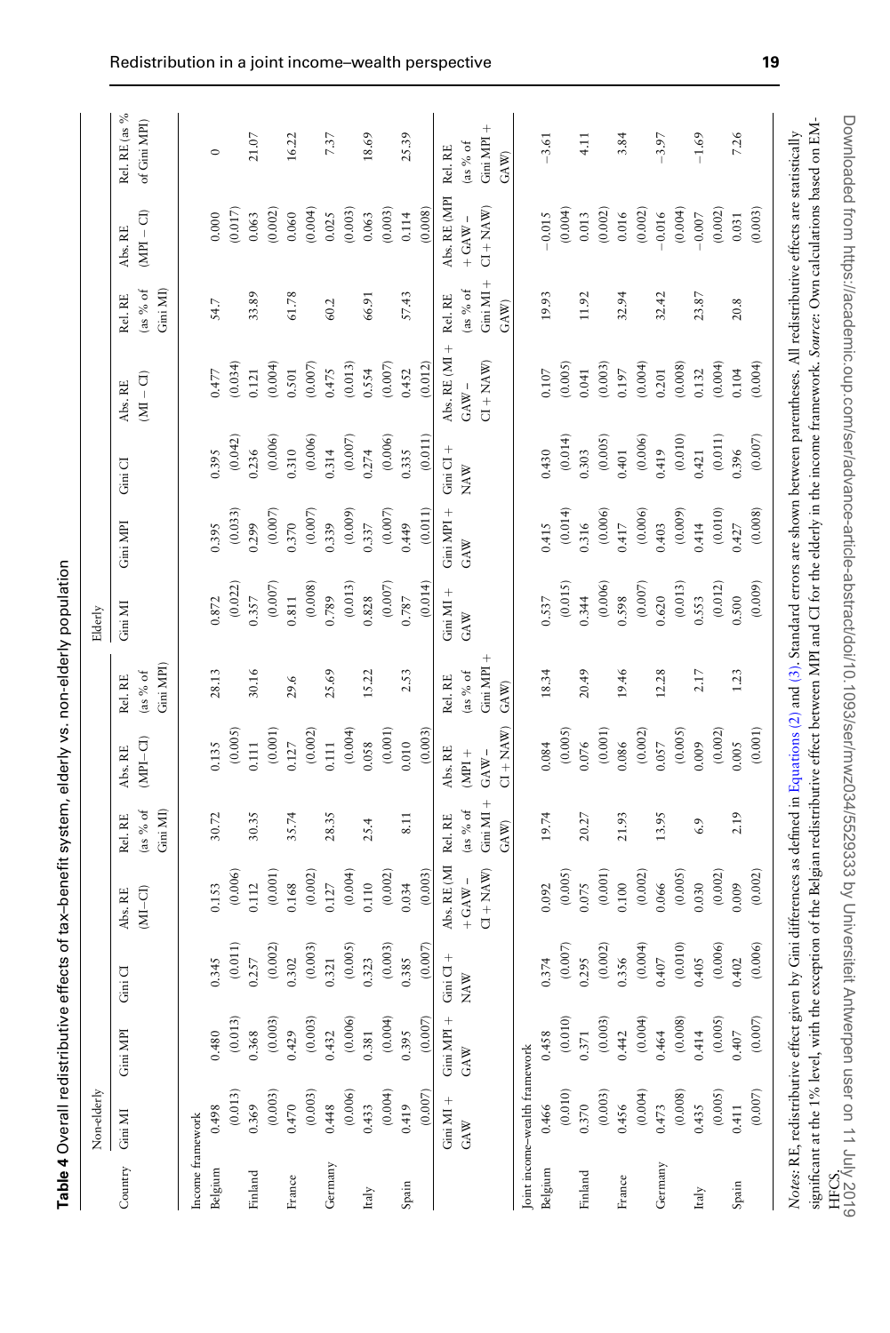**Table 4** Overall redistributive effects of tax–benefit system, elderly vs. non-elderly population

| Country | Non-elderly | | | | | | | Elderly | | | | | | |
|---|---|---|---|---|---|---|---|---|---|---|---|---|---|---|
| | Gini MI | Gini MPI | Gini CI | Abs. RE (MI−CI) | Rel. RE (as % of Gini MI) | Abs. RE (MPI−CI) | Rel. RE (as % of Gini MPI) | Gini MI | Gini MPI | Gini CI | Abs. RE (MI − CI) | Rel. RE (as % of Gini MI) | Abs. RE (MPI − CI) | Rel. RE (as % of Gini MPI) |
| Income framework | | | | | | | | | | | | | | |
| Belgium | 0.498 | 0.480 | 0.345 | 0.153 | 30.72 | 0.135 | 28.13 | 0.872 | 0.395 | 0.395 | 0.477 | 54.7 | 0.000 | 0 |
| | (0.013) | (0.013) | (0.011) | (0.006) | | (0.005) | | (0.022) | (0.033) | (0.042) | (0.034) | | (0.017) | |
| Finland | 0.369 | 0.368 | 0.257 | 0.112 | 30.35 | 0.111 | 30.16 | 0.357 | 0.299 | 0.236 | 0.121 | 33.89 | 0.063 | 21.07 |
| | (0.003) | (0.003) | (0.002) | (0.001) | | (0.001) | | (0.007) | (0.007) | (0.006) | (0.004) | | (0.002) | |
| France | 0.470 | 0.429 | 0.302 | 0.168 | 35.74 | 0.127 | 29.6 | 0.811 | 0.370 | 0.310 | 0.501 | 61.78 | 0.060 | 16.22 |
| | (0.003) | (0.003) | (0.003) | (0.002) | | (0.002) | | (0.008) | (0.007) | (0.006) | (0.007) | | (0.004) | |
| Germany | 0.448 | 0.432 | 0.321 | 0.127 | 28.35 | 0.111 | 25.69 | 0.789 | 0.339 | 0.314 | 0.475 | 60.2 | 0.025 | 7.37 |
| | (0.006) | (0.006) | (0.005) | (0.004) | | (0.004) | | (0.013) | (0.009) | (0.007) | (0.013) | | (0.003) | |
| Italy | 0.433 | 0.381 | 0.323 | 0.110 | 25.4 | 0.058 | 15.22 | 0.828 | 0.337 | 0.274 | 0.554 | 66.91 | 0.063 | 18.69 |
| | (0.004) | (0.004) | (0.003) | (0.002) | | (0.001) | | (0.007) | (0.007) | (0.006) | (0.007) | | (0.003) | |
| Spain | 0.419 | 0.395 | 0.385 | 0.034 | 8.11 | 0.010 | 2.53 | 0.787 | 0.449 | 0.335 | 0.452 | 57.43 | 0.114 | 25.39 |
| | (0.007) | (0.007) | (0.007) | (0.003) | | (0.003) | | (0.014) | (0.011) | (0.011) | (0.012) | | (0.008) | |
| | Gini MI + GAW | Gini MPI + GAW | Gini CI + NAW | Abs. RE (MI + GAW − CI + NAW) | Rel. RE (as % of Gini MI + GAW) | Abs. RE (MPI + GAW − CI + NAW) | Rel. RE (as % of Gini MPI + GAW) | Gini MI + GAW | Gini MPI + GAW | Gini CI + NAW | Abs. RE (MI + GAW − CI + NAW) | Rel. RE (as % of Gini MI + GAW) | Abs. RE (MPI + GAW − CI + NAW) | Rel. RE (as % of Gini MPI + GAW) |
| Joint income–wealth framework | | | | | | | | | | | | | | |
| Belgium | 0.466 | 0.458 | 0.374 | 0.092 | 19.74 | 0.084 | 18.34 | 0.537 | 0.415 | 0.430 | 0.107 | 19.93 | −0.015 | −3.61 |
| | (0.010) | (0.010) | (0.007) | (0.005) | | (0.005) | | (0.015) | (0.014) | (0.014) | (0.005) | | (0.004) | |
| Finland | 0.370 | 0.371 | 0.295 | 0.075 | 20.27 | 0.076 | 20.49 | 0.344 | 0.316 | 0.303 | 0.041 | 11.92 | 0.013 | 4.11 |
| | (0.003) | (0.003) | (0.002) | (0.001) | | (0.001) | | (0.006) | (0.006) | (0.005) | (0.003) | | (0.002) | |
| France | 0.456 | 0.442 | 0.356 | 0.100 | 21.93 | 0.086 | 19.46 | 0.598 | 0.417 | 0.401 | 0.197 | 32.94 | 0.016 | 3.84 |
| | (0.004) | (0.004) | (0.004) | (0.002) | | (0.002) | | (0.007) | (0.006) | (0.006) | (0.004) | | (0.002) | |
| Germany | 0.473 | 0.464 | 0.407 | 0.066 | 13.95 | 0.057 | 12.28 | 0.620 | 0.403 | 0.419 | 0.201 | 32.42 | −0.016 | −3.97 |
| | (0.008) | (0.008) | (0.010) | (0.005) | | (0.005) | | (0.013) | (0.009) | (0.010) | (0.008) | | (0.004) | |
| Italy | 0.435 | 0.414 | 0.405 | 0.030 | 6.9 | 0.009 | 2.17 | 0.553 | 0.414 | 0.421 | 0.132 | 23.87 | −0.007 | −1.69 |
| | (0.005) | (0.005) | (0.006) | (0.002) | | (0.002) | | (0.012) | (0.010) | (0.011) | (0.004) | | (0.002) | |
| Spain | 0.411 | 0.407 | 0.402 | 0.009 | 2.19 | 0.005 | 1.23 | 0.500 | 0.427 | 0.396 | 0.104 | 20.8 | 0.031 | 7.26 |
| | (0.007) | (0.007) | (0.006) | (0.002) | | (0.001) | | (0.009) | (0.008) | (0.007) | (0.004) | | (0.003) | |

*Notes*: RE, redistributive effect given by Gini differences as defined in Equations (2) and (3). Standard errors are shown between parentheses. All redistributive effects are statistically significant at the 1% level, with the exception of the Belgian redistributive effect between MPI and CI for the elderly in the income framework. *Source*: Own calculations based on EM-HFCS.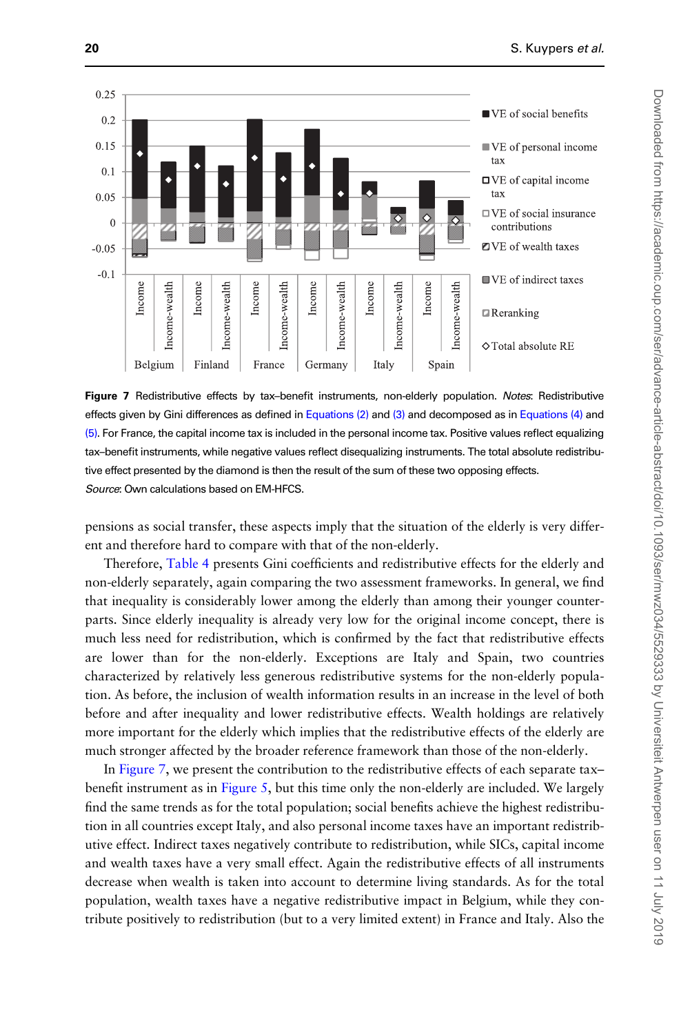Figure 7 Redistributive effects by tax–benefit instruments, non-elderly population. *Notes*: Redistributive effects given by Gini differences as defined in Equations (2) and (3) and decomposed as in Equations (4) and (5). For France, the capital income tax is included in the personal income tax. Positive values reflect equalizing tax–benefit instruments, while negative values reflect disequalizing instruments. The total absolute redistributive effect presented by the diamond is then the result of the sum of these two opposing effects.
*Source*: Own calculations based on EM-HFCS.

pensions as social transfer, these aspects imply that the situation of the elderly is very different and therefore hard to compare with that of the non-elderly.

Therefore, Table 4 presents Gini coefficients and redistributive effects for the elderly and non-elderly separately, again comparing the two assessment frameworks. In general, we find that inequality is considerably lower among the elderly than among their younger counterparts. Since elderly inequality is already very low for the original income concept, there is much less need for redistribution, which is confirmed by the fact that redistributive effects are lower than for the non-elderly. Exceptions are Italy and Spain, two countries characterized by relatively less generous redistributive systems for the non-elderly population. As before, the inclusion of wealth information results in an increase in the level of both before and after inequality and lower redistributive effects. Wealth holdings are relatively more important for the elderly which implies that the redistributive effects of the elderly are much stronger affected by the broader reference framework than those of the non-elderly.

In Figure 7, we present the contribution to the redistributive effects of each separate tax–benefit instrument as in Figure 5, but this time only the non-elderly are included. We largely find the same trends as for the total population; social benefits achieve the highest redistribution in all countries except Italy, and also personal income taxes have an important redistributive effect. Indirect taxes negatively contribute to redistribution, while SICs, capital income and wealth taxes have a very small effect. Again the redistributive effects of all instruments decrease when wealth is taken into account to determine living standards. As for the total population, wealth taxes have a negative redistributive impact in Belgium, while they contribute positively to redistribution (but to a very limited extent) in France and Italy. Also the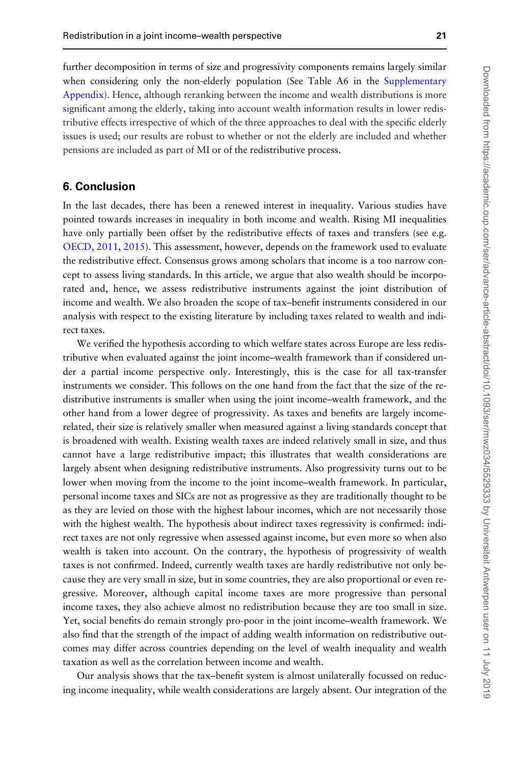further decomposition in terms of size and progressivity components remains largely similar when considering only the non-elderly population (See Table A6 in the Supplementary Appendix). Hence, although reranking between the income and wealth distributions is more significant among the elderly, taking into account wealth information results in lower redistributive effects irrespective of which of the three approaches to deal with the specific elderly issues is used; our results are robust to whether or not the elderly are included and whether pensions are included as part of MI or of the redistributive process.

## 6. Conclusion

In the last decades, there has been a renewed interest in inequality. Various studies have pointed towards increases in inequality in both income and wealth. Rising MI inequalities have only partially been offset by the redistributive effects of taxes and transfers (see e.g. OECD, 2011, 2015). This assessment, however, depends on the framework used to evaluate the redistributive effect. Consensus grows among scholars that income is a too narrow concept to assess living standards. In this article, we argue that also wealth should be incorporated and, hence, we assess redistributive instruments against the joint distribution of income and wealth. We also broaden the scope of tax–benefit instruments considered in our analysis with respect to the existing literature by including taxes related to wealth and indirect taxes.

We verified the hypothesis according to which welfare states across Europe are less redistributive when evaluated against the joint income–wealth framework than if considered under a partial income perspective only. Interestingly, this is the case for all tax-transfer instruments we consider. This follows on the one hand from the fact that the size of the redistributive instruments is smaller when using the joint income–wealth framework, and the other hand from a lower degree of progressivity. As taxes and benefits are largely income-related, their size is relatively smaller when measured against a living standards concept that is broadened with wealth. Existing wealth taxes are indeed relatively small in size, and thus cannot have a large redistributive impact; this illustrates that wealth considerations are largely absent when designing redistributive instruments. Also progressivity turns out to be lower when moving from the income to the joint income–wealth framework. In particular, personal income taxes and SICs are not as progressive as they are traditionally thought to be as they are levied on those with the highest labour incomes, which are not necessarily those with the highest wealth. The hypothesis about indirect taxes regressivity is confirmed: indirect taxes are not only regressive when assessed against income, but even more so when also wealth is taken into account. On the contrary, the hypothesis of progressivity of wealth taxes is not confirmed. Indeed, currently wealth taxes are hardly redistributive not only because they are very small in size, but in some countries, they are also proportional or even regressive. Moreover, although capital income taxes are more progressive than personal income taxes, they also achieve almost no redistribution because they are too small in size. Yet, social benefits do remain strongly pro-poor in the joint income–wealth framework. We also find that the strength of the impact of adding wealth information on redistributive outcomes may differ across countries depending on the level of wealth inequality and wealth taxation as well as the correlation between income and wealth.

Our analysis shows that the tax–benefit system is almost unilaterally focussed on reducing income inequality, while wealth considerations are largely absent. Our integration of the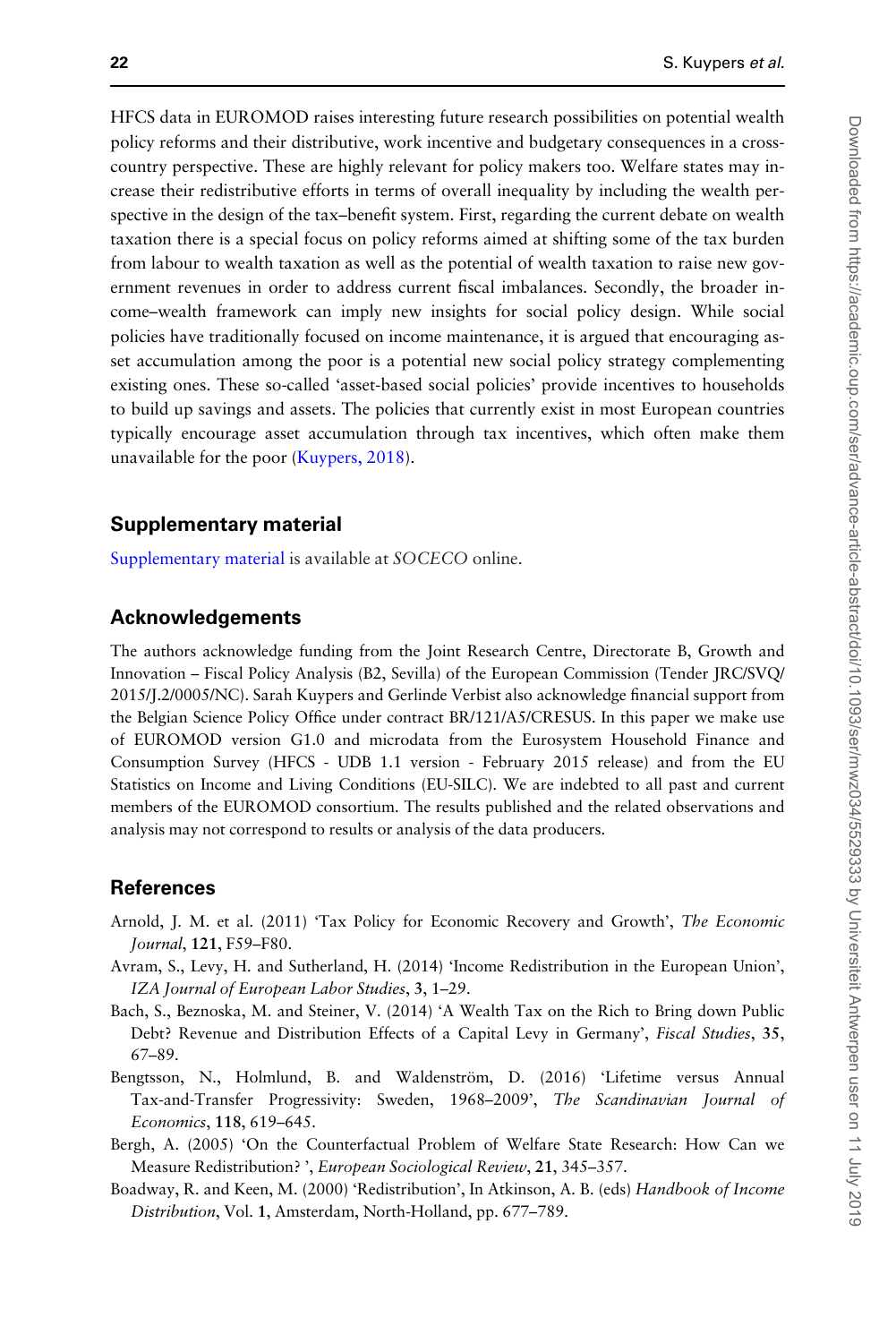HFCS data in EUROMOD raises interesting future research possibilities on potential wealth policy reforms and their distributive, work incentive and budgetary consequences in a cross-country perspective. These are highly relevant for policy makers too. Welfare states may increase their redistributive efforts in terms of overall inequality by including the wealth perspective in the design of the tax–benefit system. First, regarding the current debate on wealth taxation there is a special focus on policy reforms aimed at shifting some of the tax burden from labour to wealth taxation as well as the potential of wealth taxation to raise new government revenues in order to address current fiscal imbalances. Secondly, the broader income–wealth framework can imply new insights for social policy design. While social policies have traditionally focused on income maintenance, it is argued that encouraging asset accumulation among the poor is a potential new social policy strategy complementing existing ones. These so-called 'asset-based social policies' provide incentives to households to build up savings and assets. The policies that currently exist in most European countries typically encourage asset accumulation through tax incentives, which often make them unavailable for the poor (Kuypers, 2018).

## Supplementary material

Supplementary material is available at *SOCECO* online.

## Acknowledgements

The authors acknowledge funding from the Joint Research Centre, Directorate B, Growth and Innovation – Fiscal Policy Analysis (B2, Sevilla) of the European Commission (Tender JRC/SVQ/2015/J.2/0005/NC). Sarah Kuypers and Gerlinde Verbist also acknowledge financial support from the Belgian Science Policy Office under contract BR/121/A5/CRESUS. In this paper we make use of EUROMOD version G1.0 and microdata from the Eurosystem Household Finance and Consumption Survey (HFCS - UDB 1.1 version - February 2015 release) and from the EU Statistics on Income and Living Conditions (EU-SILC). We are indebted to all past and current members of the EUROMOD consortium. The results published and the related observations and analysis may not correspond to results or analysis of the data producers.

## References

Arnold, J. M. et al. (2011) 'Tax Policy for Economic Recovery and Growth', *The Economic Journal*, **121**, F59–F80.

Avram, S., Levy, H. and Sutherland, H. (2014) 'Income Redistribution in the European Union', *IZA Journal of European Labor Studies*, **3**, 1–29.

Bach, S., Beznoska, M. and Steiner, V. (2014) 'A Wealth Tax on the Rich to Bring down Public Debt? Revenue and Distribution Effects of a Capital Levy in Germany', *Fiscal Studies*, **35**, 67–89.

Bengtsson, N., Holmlund, B. and Waldenström, D. (2016) 'Lifetime versus Annual Tax-and-Transfer Progressivity: Sweden, 1968–2009', *The Scandinavian Journal of Economics*, **118**, 619–645.

Bergh, A. (2005) 'On the Counterfactual Problem of Welfare State Research: How Can we Measure Redistribution? ', *European Sociological Review*, **21**, 345–357.

Boadway, R. and Keen, M. (2000) 'Redistribution', In Atkinson, A. B. (eds) *Handbook of Income Distribution*, Vol. **1**, Amsterdam, North-Holland, pp. 677–789.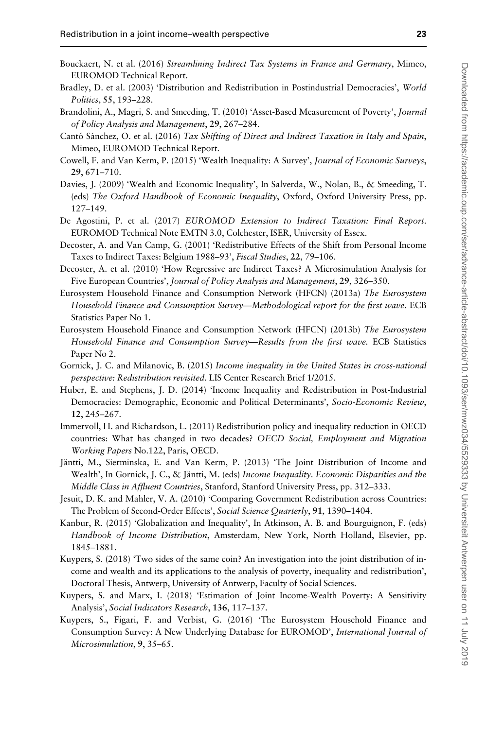Bouckaert, N. et al. (2016) *Streamlining Indirect Tax Systems in France and Germany*, Mimeo, EUROMOD Technical Report.

Bradley, D. et al. (2003) 'Distribution and Redistribution in Postindustrial Democracies', *World Politics*, **55**, 193–228.

Brandolini, A., Magri, S. and Smeeding, T. (2010) 'Asset-Based Measurement of Poverty', *Journal of Policy Analysis and Management*, **29**, 267–284.

Cantó Sánchez, O. et al. (2016) *Tax Shifting of Direct and Indirect Taxation in Italy and Spain*, Mimeo, EUROMOD Technical Report.

Cowell, F. and Van Kerm, P. (2015) 'Wealth Inequality: A Survey', *Journal of Economic Surveys*, **29**, 671–710.

Davies, J. (2009) 'Wealth and Economic Inequality', In Salverda, W., Nolan, B., & Smeeding, T. (eds) *The Oxford Handbook of Economic Inequality*, Oxford, Oxford University Press, pp. 127–149.

De Agostini, P. et al. (2017) *EUROMOD Extension to Indirect Taxation: Final Report*. EUROMOD Technical Note EMTN 3.0, Colchester, ISER, University of Essex.

Decoster, A. and Van Camp, G. (2001) 'Redistributive Effects of the Shift from Personal Income Taxes to Indirect Taxes: Belgium 1988–93', *Fiscal Studies*, **22**, 79–106.

Decoster, A. et al. (2010) 'How Regressive are Indirect Taxes? A Microsimulation Analysis for Five European Countries', *Journal of Policy Analysis and Management*, **29**, 326–350.

Eurosystem Household Finance and Consumption Network (HFCN) (2013a) *The Eurosystem Household Finance and Consumption Survey—Methodological report for the first wave*. ECB Statistics Paper No 1.

Eurosystem Household Finance and Consumption Network (HFCN) (2013b) *The Eurosystem Household Finance and Consumption Survey—Results from the first wave*. ECB Statistics Paper No 2.

Gornick, J. C. and Milanovic, B. (2015) *Income inequality in the United States in cross-national perspective: Redistribution revisited*. LIS Center Research Brief 1/2015.

Huber, E. and Stephens, J. D. (2014) 'Income Inequality and Redistribution in Post-Industrial Democracies: Demographic, Economic and Political Determinants', *Socio-Economic Review*, **12**, 245–267.

Immervoll, H. and Richardson, L. (2011) Redistribution policy and inequality reduction in OECD countries: What has changed in two decades? *OECD Social, Employment and Migration Working Papers* No.122, Paris, OECD.

Jäntti, M., Sierminska, E. and Van Kerm, P. (2013) 'The Joint Distribution of Income and Wealth', In Gornick, J. C., & Jäntti, M. (eds) *Income Inequality. Economic Disparities and the Middle Class in Affluent Countries*, Stanford, Stanford University Press, pp. 312–333.

Jesuit, D. K. and Mahler, V. A. (2010) 'Comparing Government Redistribution across Countries: The Problem of Second-Order Effects', *Social Science Quarterly*, **91**, 1390–1404.

Kanbur, R. (2015) 'Globalization and Inequality', In Atkinson, A. B. and Bourguignon, F. (eds) *Handbook of Income Distribution*, Amsterdam, New York, North Holland, Elsevier, pp. 1845–1881.

Kuypers, S. (2018) 'Two sides of the same coin? An investigation into the joint distribution of income and wealth and its applications to the analysis of poverty, inequality and redistribution', Doctoral Thesis, Antwerp, University of Antwerp, Faculty of Social Sciences.

Kuypers, S. and Marx, I. (2018) 'Estimation of Joint Income-Wealth Poverty: A Sensitivity Analysis', *Social Indicators Research*, **136**, 117–137.

Kuypers, S., Figari, F. and Verbist, G. (2016) 'The Eurosystem Household Finance and Consumption Survey: A New Underlying Database for EUROMOD', *International Journal of Microsimulation*, **9**, 35–65.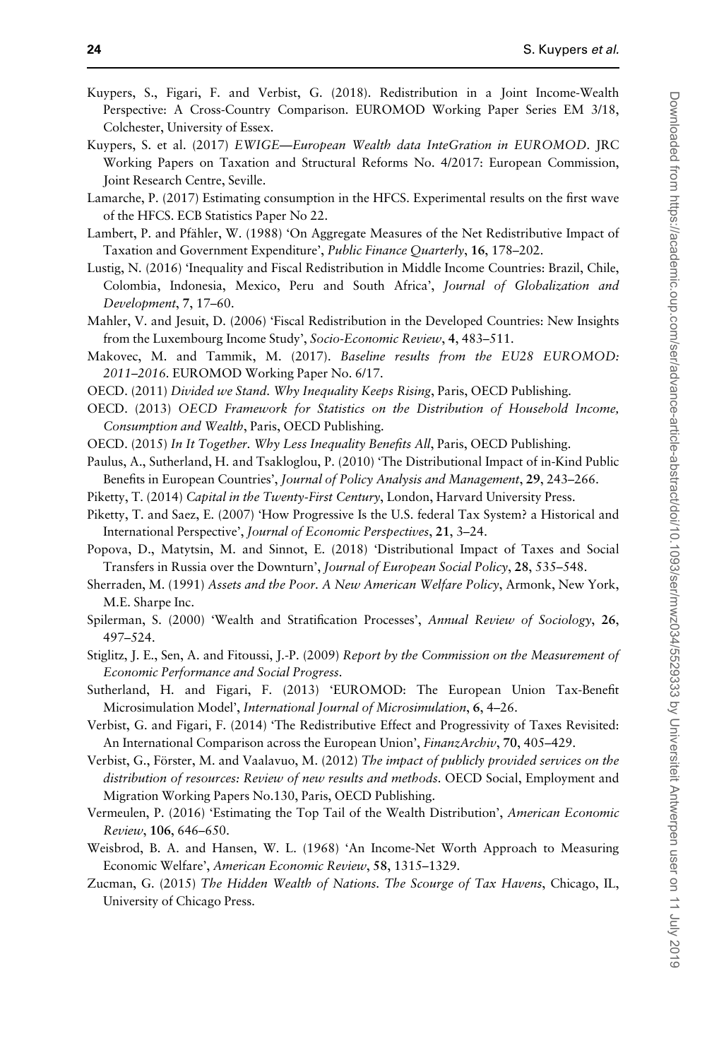Kuypers, S., Figari, F. and Verbist, G. (2018). Redistribution in a Joint Income-Wealth Perspective: A Cross-Country Comparison. EUROMOD Working Paper Series EM 3/18, Colchester, University of Essex.

Kuypers, S. et al. (2017) *EWIGE—European Wealth data InteGration in EUROMOD*. JRC Working Papers on Taxation and Structural Reforms No. 4/2017: European Commission, Joint Research Centre, Seville.

Lamarche, P. (2017) Estimating consumption in the HFCS. Experimental results on the first wave of the HFCS. ECB Statistics Paper No 22.

Lambert, P. and Pfähler, W. (1988) 'On Aggregate Measures of the Net Redistributive Impact of Taxation and Government Expenditure', *Public Finance Quarterly*, **16**, 178–202.

Lustig, N. (2016) 'Inequality and Fiscal Redistribution in Middle Income Countries: Brazil, Chile, Colombia, Indonesia, Mexico, Peru and South Africa', *Journal of Globalization and Development*, **7**, 17–60.

Mahler, V. and Jesuit, D. (2006) 'Fiscal Redistribution in the Developed Countries: New Insights from the Luxembourg Income Study', *Socio-Economic Review*, **4**, 483–511.

Makovec, M. and Tammik, M. (2017). *Baseline results from the EU28 EUROMOD: 2011–2016*. EUROMOD Working Paper No. 6/17.

OECD. (2011) *Divided we Stand. Why Inequality Keeps Rising*, Paris, OECD Publishing.

OECD. (2013) *OECD Framework for Statistics on the Distribution of Household Income, Consumption and Wealth*, Paris, OECD Publishing.

OECD. (2015) *In It Together. Why Less Inequality Benefits All*, Paris, OECD Publishing.

Paulus, A., Sutherland, H. and Tsakloglou, P. (2010) 'The Distributional Impact of in-Kind Public Benefits in European Countries', *Journal of Policy Analysis and Management*, **29**, 243–266.

Piketty, T. (2014) *Capital in the Twenty-First Century*, London, Harvard University Press.

Piketty, T. and Saez, E. (2007) 'How Progressive Is the U.S. federal Tax System? a Historical and International Perspective', *Journal of Economic Perspectives*, **21**, 3–24.

Popova, D., Matytsin, M. and Sinnot, E. (2018) 'Distributional Impact of Taxes and Social Transfers in Russia over the Downturn', *Journal of European Social Policy*, **28**, 535–548.

Sherraden, M. (1991) *Assets and the Poor. A New American Welfare Policy*, Armonk, New York, M.E. Sharpe Inc.

Spilerman, S. (2000) 'Wealth and Stratification Processes', *Annual Review of Sociology*, **26**, 497–524.

Stiglitz, J. E., Sen, A. and Fitoussi, J.-P. (2009) *Report by the Commission on the Measurement of Economic Performance and Social Progress*.

Sutherland, H. and Figari, F. (2013) 'EUROMOD: The European Union Tax-Benefit Microsimulation Model', *International Journal of Microsimulation*, **6**, 4–26.

Verbist, G. and Figari, F. (2014) 'The Redistributive Effect and Progressivity of Taxes Revisited: An International Comparison across the European Union', *FinanzArchiv*, **70**, 405–429.

Verbist, G., Förster, M. and Vaalavuo, M. (2012) *The impact of publicly provided services on the distribution of resources: Review of new results and methods*. OECD Social, Employment and Migration Working Papers No.130, Paris, OECD Publishing.

Vermeulen, P. (2016) 'Estimating the Top Tail of the Wealth Distribution', *American Economic Review*, **106**, 646–650.

Weisbrod, B. A. and Hansen, W. L. (1968) 'An Income-Net Worth Approach to Measuring Economic Welfare', *American Economic Review*, **58**, 1315–1329.

Zucman, G. (2015) *The Hidden Wealth of Nations. The Scourge of Tax Havens*, Chicago, IL, University of Chicago Press.